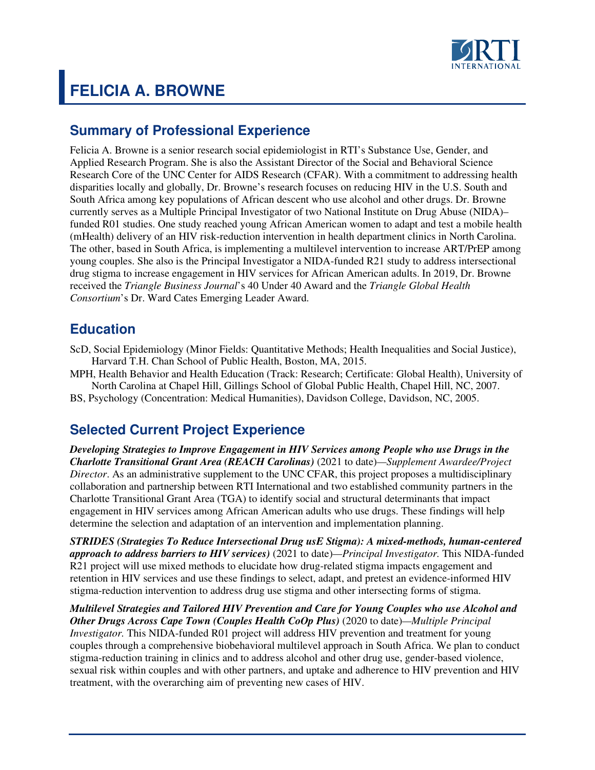# FELICIA A. BROWNE

## Summary of Professional Experience

Felicia A. Browne is a senior research social epidemiologist in RTI's Substance Use, Gender, and Applied Research Program. She is also the Assistant Director of the Social and Behavioral Science Research Core of the UNC Center for AIDS Research (CFAR). With a commitment to addressing health disparities locally and globally, Dr. Browne's research focuses on reducing HIV in the U.S. South and South Africa among key populations of African descent who use alcohol and other drugs. Dr. Browne currently serves as a Multiple Principal Investigator of two National Institute on Drug Abuse (NIDA)–funded R01 studies. One study reached young African American women to adapt and test a mobile health (mHealth) delivery of an HIV risk-reduction intervention in health department clinics in North Carolina. The other, based in South Africa, is implementing a multilevel intervention to increase ART/PrEP among young couples. She also is the Principal Investigator a NIDA-funded R21 study to address intersectional drug stigma to increase engagement in HIV services for African American adults. In 2019, Dr. Browne received the *Triangle Business Journal*'s 40 Under 40 Award and the *Triangle Global Health Consortium*'s Dr. Ward Cates Emerging Leader Award.

## Education

ScD, Social Epidemiology (Minor Fields: Quantitative Methods; Health Inequalities and Social Justice), Harvard T.H. Chan School of Public Health, Boston, MA, 2015.

MPH, Health Behavior and Health Education (Track: Research; Certificate: Global Health), University of North Carolina at Chapel Hill, Gillings School of Global Public Health, Chapel Hill, NC, 2007.

BS, Psychology (Concentration: Medical Humanities), Davidson College, Davidson, NC, 2005.

## Selected Current Project Experience

***Developing Strategies to Improve Engagement in HIV Services among People who use Drugs in the Charlotte Transitional Grant Area (REACH Carolinas)*** (2021 to date)—*Supplement Awardee/Project Director*. As an administrative supplement to the UNC CFAR, this project proposes a multidisciplinary collaboration and partnership between RTI International and two established community partners in the Charlotte Transitional Grant Area (TGA) to identify social and structural determinants that impact engagement in HIV services among African American adults who use drugs. These findings will help determine the selection and adaptation of an intervention and implementation planning.

***STRIDES (Strategies To Reduce Intersectional Drug usE Stigma): A mixed-methods, human-centered approach to address barriers to HIV services)*** (2021 to date)—*Principal Investigator.* This NIDA-funded R21 project will use mixed methods to elucidate how drug-related stigma impacts engagement and retention in HIV services and use these findings to select, adapt, and pretest an evidence-informed HIV stigma-reduction intervention to address drug use stigma and other intersecting forms of stigma.

***Multilevel Strategies and Tailored HIV Prevention and Care for Young Couples who use Alcohol and Other Drugs Across Cape Town (Couples Health CoOp Plus)*** (2020 to date)—*Multiple Principal Investigator.* This NIDA-funded R01 project will address HIV prevention and treatment for young couples through a comprehensive biobehavioral multilevel approach in South Africa. We plan to conduct stigma-reduction training in clinics and to address alcohol and other drug use, gender-based violence, sexual risk within couples and with other partners, and uptake and adherence to HIV prevention and HIV treatment, with the overarching aim of preventing new cases of HIV.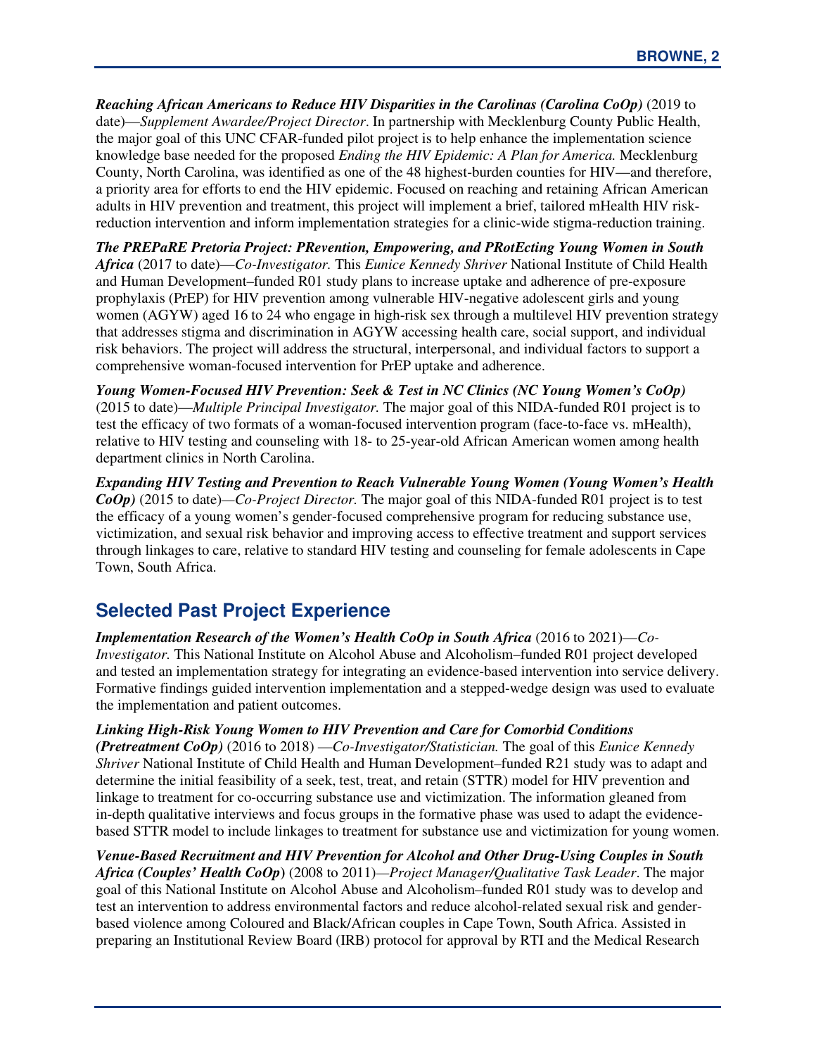***Reaching African Americans to Reduce HIV Disparities in the Carolinas (Carolina CoOp)*** (2019 to date)—*Supplement Awardee/Project Director*. In partnership with Mecklenburg County Public Health, the major goal of this UNC CFAR-funded pilot project is to help enhance the implementation science knowledge base needed for the proposed *Ending the HIV Epidemic: A Plan for America.* Mecklenburg County, North Carolina, was identified as one of the 48 highest-burden counties for HIV—and therefore, a priority area for efforts to end the HIV epidemic. Focused on reaching and retaining African American adults in HIV prevention and treatment, this project will implement a brief, tailored mHealth HIV risk-reduction intervention and inform implementation strategies for a clinic-wide stigma-reduction training.

***The PREPaRE Pretoria Project: PRevention, Empowering, and PRotEcting Young Women in South Africa*** (2017 to date)—*Co-Investigator.* This *Eunice Kennedy Shriver* National Institute of Child Health and Human Development–funded R01 study plans to increase uptake and adherence of pre-exposure prophylaxis (PrEP) for HIV prevention among vulnerable HIV-negative adolescent girls and young women (AGYW) aged 16 to 24 who engage in high-risk sex through a multilevel HIV prevention strategy that addresses stigma and discrimination in AGYW accessing health care, social support, and individual risk behaviors. The project will address the structural, interpersonal, and individual factors to support a comprehensive woman-focused intervention for PrEP uptake and adherence.

***Young Women-Focused HIV Prevention: Seek & Test in NC Clinics (NC Young Women's CoOp)*** (2015 to date)—*Multiple Principal Investigator.* The major goal of this NIDA-funded R01 project is to test the efficacy of two formats of a woman-focused intervention program (face-to-face vs. mHealth), relative to HIV testing and counseling with 18- to 25-year-old African American women among health department clinics in North Carolina.

***Expanding HIV Testing and Prevention to Reach Vulnerable Young Women (Young Women's Health CoOp)*** (2015 to date)—*Co-Project Director.* The major goal of this NIDA-funded R01 project is to test the efficacy of a young women's gender-focused comprehensive program for reducing substance use, victimization, and sexual risk behavior and improving access to effective treatment and support services through linkages to care, relative to standard HIV testing and counseling for female adolescents in Cape Town, South Africa.

## Selected Past Project Experience

***Implementation Research of the Women's Health CoOp in South Africa*** (2016 to 2021)—*Co-Investigator.* This National Institute on Alcohol Abuse and Alcoholism–funded R01 project developed and tested an implementation strategy for integrating an evidence-based intervention into service delivery. Formative findings guided intervention implementation and a stepped-wedge design was used to evaluate the implementation and patient outcomes.

***Linking High-Risk Young Women to HIV Prevention and Care for Comorbid Conditions (Pretreatment CoOp)*** (2016 to 2018) —*Co-Investigator/Statistician.* The goal of this *Eunice Kennedy Shriver* National Institute of Child Health and Human Development–funded R21 study was to adapt and determine the initial feasibility of a seek, test, treat, and retain (STTR) model for HIV prevention and linkage to treatment for co-occurring substance use and victimization. The information gleaned from in-depth qualitative interviews and focus groups in the formative phase was used to adapt the evidence-based STTR model to include linkages to treatment for substance use and victimization for young women.

***Venue-Based Recruitment and HIV Prevention for Alcohol and Other Drug-Using Couples in South Africa (Couples' Health CoOp)*** (2008 to 2011)—*Project Manager/Qualitative Task Leader*. The major goal of this National Institute on Alcohol Abuse and Alcoholism–funded R01 study was to develop and test an intervention to address environmental factors and reduce alcohol-related sexual risk and gender-based violence among Coloured and Black/African couples in Cape Town, South Africa. Assisted in preparing an Institutional Review Board (IRB) protocol for approval by RTI and the Medical Research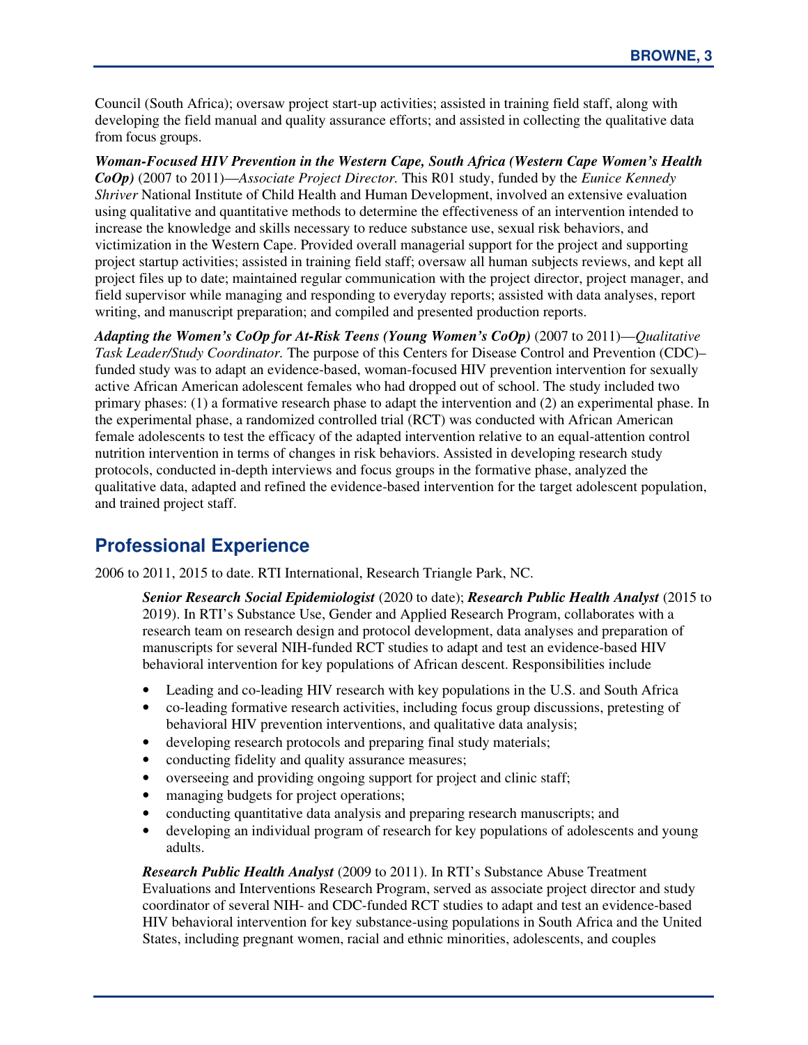Council (South Africa); oversaw project start-up activities; assisted in training field staff, along with developing the field manual and quality assurance efforts; and assisted in collecting the qualitative data from focus groups.

***Woman-Focused HIV Prevention in the Western Cape, South Africa (Western Cape Women's Health CoOp)*** (2007 to 2011)—*Associate Project Director.* This R01 study, funded by the *Eunice Kennedy Shriver* National Institute of Child Health and Human Development, involved an extensive evaluation using qualitative and quantitative methods to determine the effectiveness of an intervention intended to increase the knowledge and skills necessary to reduce substance use, sexual risk behaviors, and victimization in the Western Cape. Provided overall managerial support for the project and supporting project startup activities; assisted in training field staff; oversaw all human subjects reviews, and kept all project files up to date; maintained regular communication with the project director, project manager, and field supervisor while managing and responding to everyday reports; assisted with data analyses, report writing, and manuscript preparation; and compiled and presented production reports.

***Adapting the Women's CoOp for At-Risk Teens (Young Women's CoOp)*** (2007 to 2011)—*Qualitative Task Leader/Study Coordinator.* The purpose of this Centers for Disease Control and Prevention (CDC)–funded study was to adapt an evidence-based, woman-focused HIV prevention intervention for sexually active African American adolescent females who had dropped out of school. The study included two primary phases: (1) a formative research phase to adapt the intervention and (2) an experimental phase. In the experimental phase, a randomized controlled trial (RCT) was conducted with African American female adolescents to test the efficacy of the adapted intervention relative to an equal-attention control nutrition intervention in terms of changes in risk behaviors. Assisted in developing research study protocols, conducted in-depth interviews and focus groups in the formative phase, analyzed the qualitative data, adapted and refined the evidence-based intervention for the target adolescent population, and trained project staff.

## Professional Experience

2006 to 2011, 2015 to date. RTI International, Research Triangle Park, NC.

***Senior Research Social Epidemiologist*** (2020 to date); ***Research Public Health Analyst*** (2015 to 2019). In RTI's Substance Use, Gender and Applied Research Program, collaborates with a research team on research design and protocol development, data analyses and preparation of manuscripts for several NIH-funded RCT studies to adapt and test an evidence-based HIV behavioral intervention for key populations of African descent. Responsibilities include

- Leading and co-leading HIV research with key populations in the U.S. and South Africa
- co-leading formative research activities, including focus group discussions, pretesting of behavioral HIV prevention interventions, and qualitative data analysis;
- developing research protocols and preparing final study materials;
- conducting fidelity and quality assurance measures;
- overseeing and providing ongoing support for project and clinic staff;
- managing budgets for project operations;
- conducting quantitative data analysis and preparing research manuscripts; and
- developing an individual program of research for key populations of adolescents and young adults.

***Research Public Health Analyst*** (2009 to 2011). In RTI's Substance Abuse Treatment Evaluations and Interventions Research Program, served as associate project director and study coordinator of several NIH- and CDC-funded RCT studies to adapt and test an evidence-based HIV behavioral intervention for key substance-using populations in South Africa and the United States, including pregnant women, racial and ethnic minorities, adolescents, and couples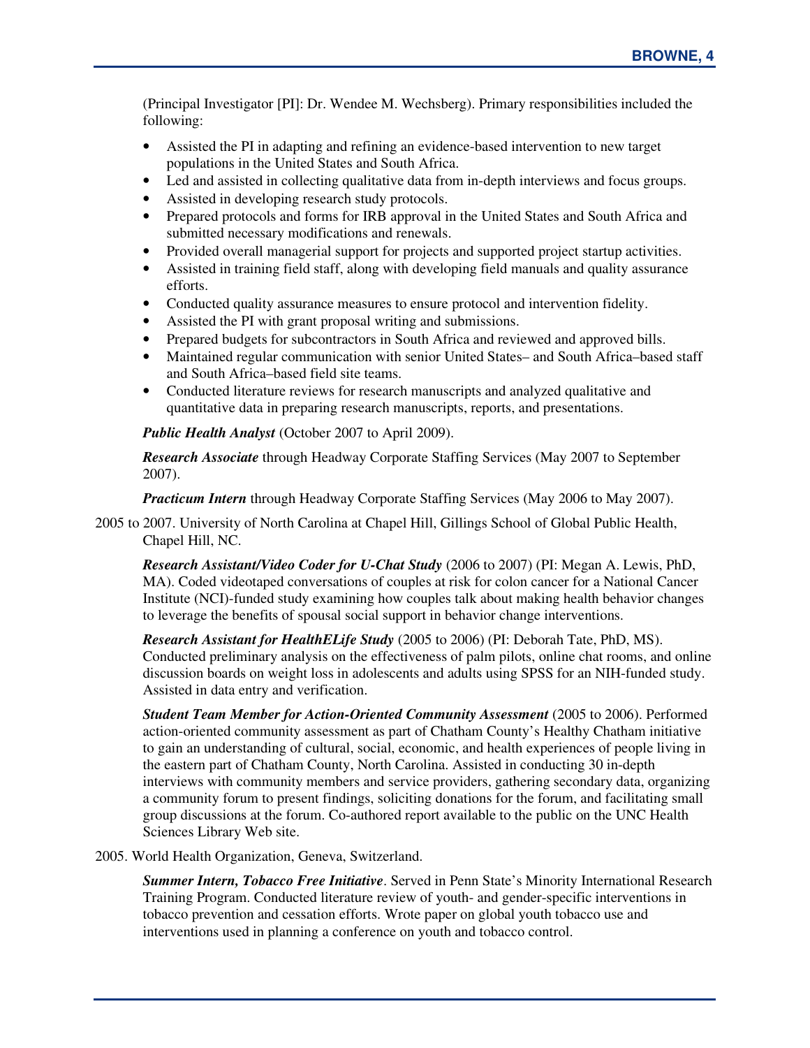(Principal Investigator [PI]: Dr. Wendee M. Wechsberg). Primary responsibilities included the following:

- Assisted the PI in adapting and refining an evidence-based intervention to new target populations in the United States and South Africa.
- Led and assisted in collecting qualitative data from in-depth interviews and focus groups.
- Assisted in developing research study protocols.
- Prepared protocols and forms for IRB approval in the United States and South Africa and submitted necessary modifications and renewals.
- Provided overall managerial support for projects and supported project startup activities.
- Assisted in training field staff, along with developing field manuals and quality assurance efforts.
- Conducted quality assurance measures to ensure protocol and intervention fidelity.
- Assisted the PI with grant proposal writing and submissions.
- Prepared budgets for subcontractors in South Africa and reviewed and approved bills.
- Maintained regular communication with senior United States– and South Africa–based staff and South Africa–based field site teams.
- Conducted literature reviews for research manuscripts and analyzed qualitative and quantitative data in preparing research manuscripts, reports, and presentations.

***Public Health Analyst*** (October 2007 to April 2009).

***Research Associate*** through Headway Corporate Staffing Services (May 2007 to September 2007).

***Practicum Intern*** through Headway Corporate Staffing Services (May 2006 to May 2007).

2005 to 2007. University of North Carolina at Chapel Hill, Gillings School of Global Public Health, Chapel Hill, NC.

***Research Assistant/Video Coder for U-Chat Study*** (2006 to 2007) (PI: Megan A. Lewis, PhD, MA). Coded videotaped conversations of couples at risk for colon cancer for a National Cancer Institute (NCI)-funded study examining how couples talk about making health behavior changes to leverage the benefits of spousal social support in behavior change interventions.

***Research Assistant for HealthELife Study*** (2005 to 2006) (PI: Deborah Tate, PhD, MS). Conducted preliminary analysis on the effectiveness of palm pilots, online chat rooms, and online discussion boards on weight loss in adolescents and adults using SPSS for an NIH-funded study. Assisted in data entry and verification.

***Student Team Member for Action-Oriented Community Assessment*** (2005 to 2006). Performed action-oriented community assessment as part of Chatham County's Healthy Chatham initiative to gain an understanding of cultural, social, economic, and health experiences of people living in the eastern part of Chatham County, North Carolina. Assisted in conducting 30 in-depth interviews with community members and service providers, gathering secondary data, organizing a community forum to present findings, soliciting donations for the forum, and facilitating small group discussions at the forum. Co-authored report available to the public on the UNC Health Sciences Library Web site.

2005. World Health Organization, Geneva, Switzerland.

***Summer Intern, Tobacco Free Initiative***. Served in Penn State's Minority International Research Training Program. Conducted literature review of youth- and gender-specific interventions in tobacco prevention and cessation efforts. Wrote paper on global youth tobacco use and interventions used in planning a conference on youth and tobacco control.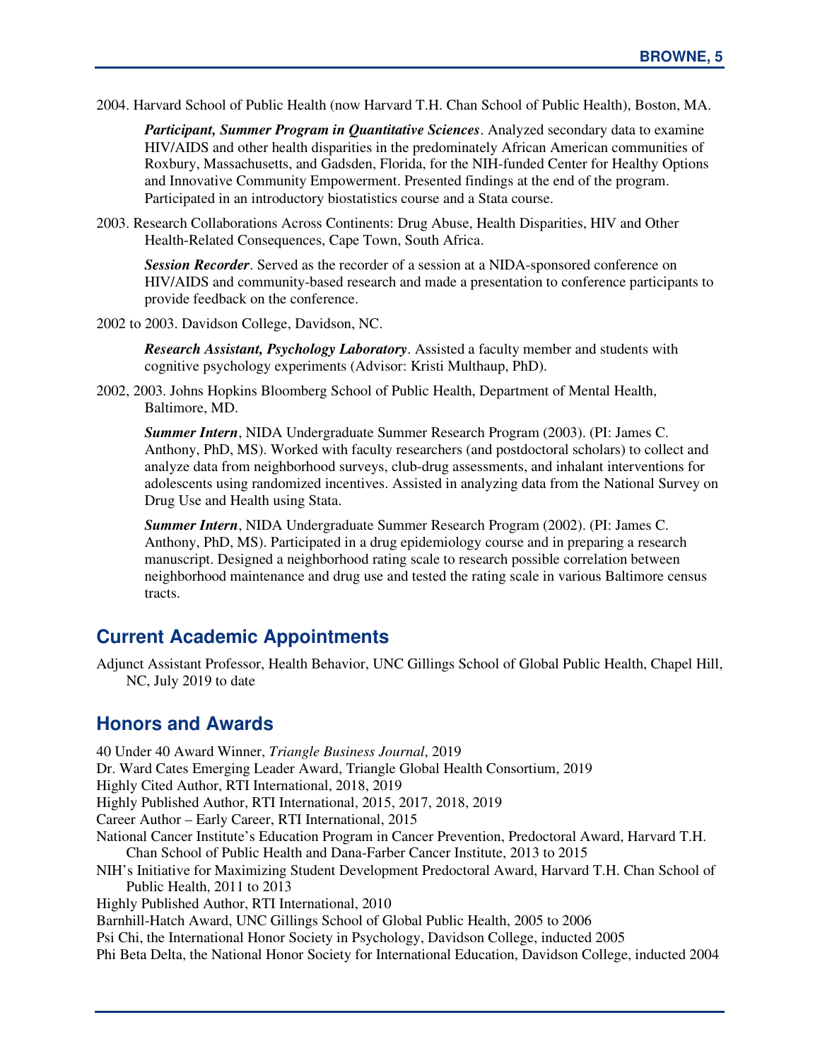2004. Harvard School of Public Health (now Harvard T.H. Chan School of Public Health), Boston, MA.

***Participant, Summer Program in Quantitative Sciences***. Analyzed secondary data to examine HIV/AIDS and other health disparities in the predominately African American communities of Roxbury, Massachusetts, and Gadsden, Florida, for the NIH-funded Center for Healthy Options and Innovative Community Empowerment. Presented findings at the end of the program. Participated in an introductory biostatistics course and a Stata course.

2003. Research Collaborations Across Continents: Drug Abuse, Health Disparities, HIV and Other Health-Related Consequences, Cape Town, South Africa.

***Session Recorder***. Served as the recorder of a session at a NIDA-sponsored conference on HIV/AIDS and community-based research and made a presentation to conference participants to provide feedback on the conference.

2002 to 2003. Davidson College, Davidson, NC.

***Research Assistant, Psychology Laboratory***. Assisted a faculty member and students with cognitive psychology experiments (Advisor: Kristi Multhaup, PhD).

2002, 2003. Johns Hopkins Bloomberg School of Public Health, Department of Mental Health, Baltimore, MD.

***Summer Intern***, NIDA Undergraduate Summer Research Program (2003). (PI: James C. Anthony, PhD, MS). Worked with faculty researchers (and postdoctoral scholars) to collect and analyze data from neighborhood surveys, club-drug assessments, and inhalant interventions for adolescents using randomized incentives. Assisted in analyzing data from the National Survey on Drug Use and Health using Stata.

***Summer Intern***, NIDA Undergraduate Summer Research Program (2002). (PI: James C. Anthony, PhD, MS). Participated in a drug epidemiology course and in preparing a research manuscript. Designed a neighborhood rating scale to research possible correlation between neighborhood maintenance and drug use and tested the rating scale in various Baltimore census tracts.

## Current Academic Appointments

Adjunct Assistant Professor, Health Behavior, UNC Gillings School of Global Public Health, Chapel Hill, NC, July 2019 to date

## Honors and Awards

40 Under 40 Award Winner, *Triangle Business Journal*, 2019
Dr. Ward Cates Emerging Leader Award, Triangle Global Health Consortium, 2019
Highly Cited Author, RTI International, 2018, 2019
Highly Published Author, RTI International, 2015, 2017, 2018, 2019
Career Author – Early Career, RTI International, 2015
National Cancer Institute's Education Program in Cancer Prevention, Predoctoral Award, Harvard T.H. Chan School of Public Health and Dana-Farber Cancer Institute, 2013 to 2015
NIH's Initiative for Maximizing Student Development Predoctoral Award, Harvard T.H. Chan School of Public Health, 2011 to 2013
Highly Published Author, RTI International, 2010
Barnhill-Hatch Award, UNC Gillings School of Global Public Health, 2005 to 2006
Psi Chi, the International Honor Society in Psychology, Davidson College, inducted 2005
Phi Beta Delta, the National Honor Society for International Education, Davidson College, inducted 2004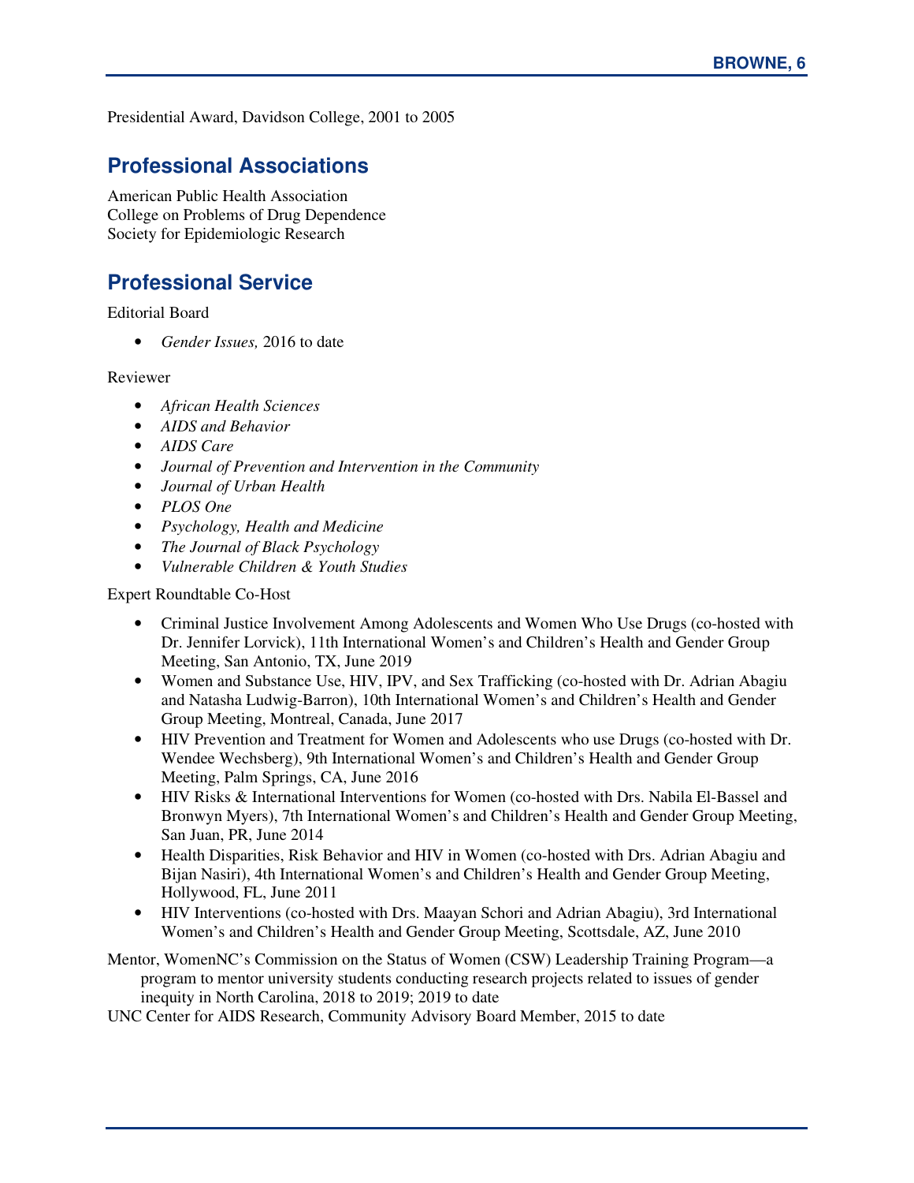Presidential Award, Davidson College, 2001 to 2005

## Professional Associations

American Public Health Association
College on Problems of Drug Dependence
Society for Epidemiologic Research

## Professional Service

Editorial Board

- *Gender Issues,* 2016 to date

Reviewer

- *African Health Sciences*
- *AIDS and Behavior*
- *AIDS Care*
- *Journal of Prevention and Intervention in the Community*
- *Journal of Urban Health*
- *PLOS One*
- *Psychology, Health and Medicine*
- *The Journal of Black Psychology*
- *Vulnerable Children & Youth Studies*

Expert Roundtable Co-Host

- Criminal Justice Involvement Among Adolescents and Women Who Use Drugs (co-hosted with Dr. Jennifer Lorvick), 11th International Women's and Children's Health and Gender Group Meeting, San Antonio, TX, June 2019
- Women and Substance Use, HIV, IPV, and Sex Trafficking (co-hosted with Dr. Adrian Abagiu and Natasha Ludwig-Barron), 10th International Women's and Children's Health and Gender Group Meeting, Montreal, Canada, June 2017
- HIV Prevention and Treatment for Women and Adolescents who use Drugs (co-hosted with Dr. Wendee Wechsberg), 9th International Women's and Children's Health and Gender Group Meeting, Palm Springs, CA, June 2016
- HIV Risks & International Interventions for Women (co-hosted with Drs. Nabila El-Bassel and Bronwyn Myers), 7th International Women's and Children's Health and Gender Group Meeting, San Juan, PR, June 2014
- Health Disparities, Risk Behavior and HIV in Women (co-hosted with Drs. Adrian Abagiu and Bijan Nasiri), 4th International Women's and Children's Health and Gender Group Meeting, Hollywood, FL, June 2011
- HIV Interventions (co-hosted with Drs. Maayan Schori and Adrian Abagiu), 3rd International Women's and Children's Health and Gender Group Meeting, Scottsdale, AZ, June 2010

Mentor, WomenNC's Commission on the Status of Women (CSW) Leadership Training Program—a program to mentor university students conducting research projects related to issues of gender inequity in North Carolina, 2018 to 2019; 2019 to date

UNC Center for AIDS Research, Community Advisory Board Member, 2015 to date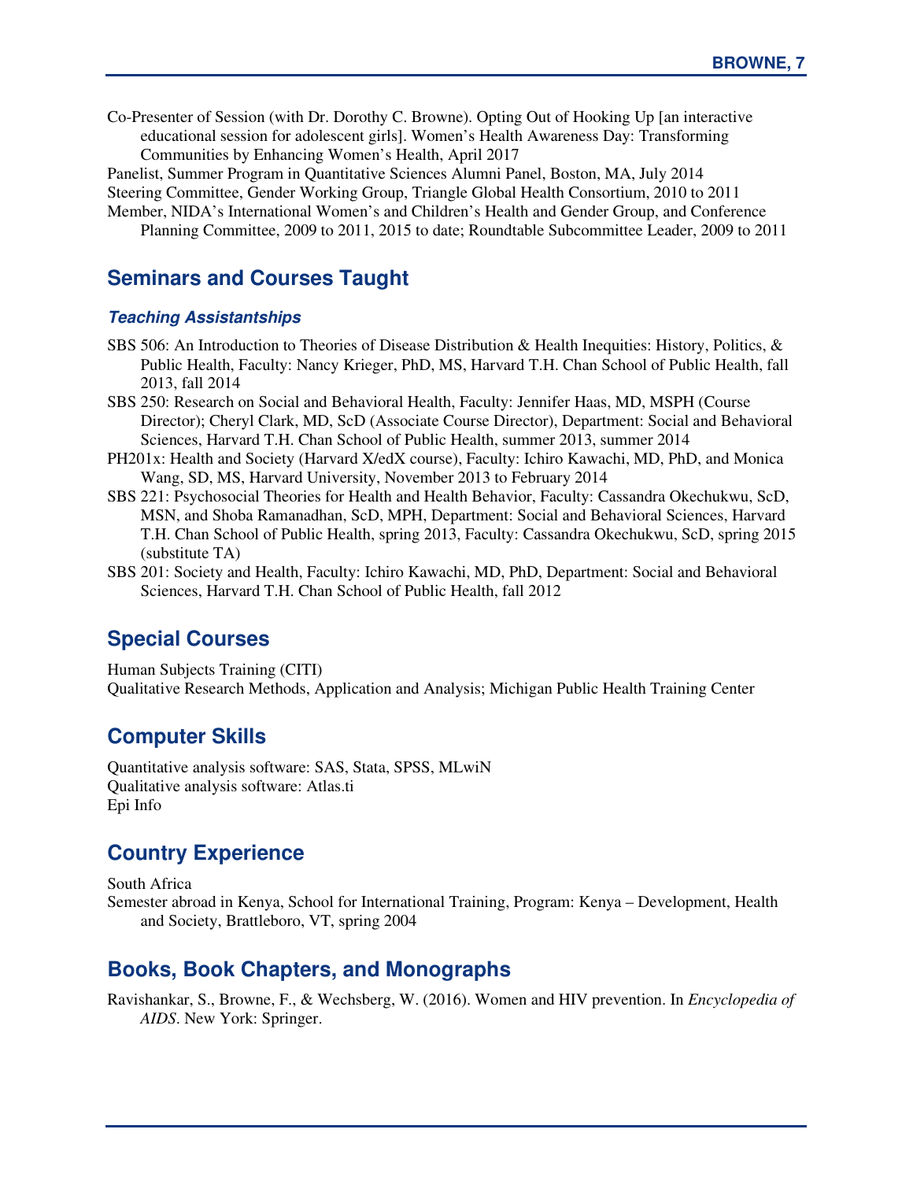Co-Presenter of Session (with Dr. Dorothy C. Browne). Opting Out of Hooking Up [an interactive educational session for adolescent girls]. Women's Health Awareness Day: Transforming Communities by Enhancing Women's Health, April 2017

Panelist, Summer Program in Quantitative Sciences Alumni Panel, Boston, MA, July 2014

Steering Committee, Gender Working Group, Triangle Global Health Consortium, 2010 to 2011

Member, NIDA's International Women's and Children's Health and Gender Group, and Conference Planning Committee, 2009 to 2011, 2015 to date; Roundtable Subcommittee Leader, 2009 to 2011

## Seminars and Courses Taught

### *Teaching Assistantships*

SBS 506: An Introduction to Theories of Disease Distribution & Health Inequities: History, Politics, & Public Health, Faculty: Nancy Krieger, PhD, MS, Harvard T.H. Chan School of Public Health, fall 2013, fall 2014

SBS 250: Research on Social and Behavioral Health, Faculty: Jennifer Haas, MD, MSPH (Course Director); Cheryl Clark, MD, ScD (Associate Course Director), Department: Social and Behavioral Sciences, Harvard T.H. Chan School of Public Health, summer 2013, summer 2014

PH201x: Health and Society (Harvard X/edX course), Faculty: Ichiro Kawachi, MD, PhD, and Monica Wang, SD, MS, Harvard University, November 2013 to February 2014

SBS 221: Psychosocial Theories for Health and Health Behavior, Faculty: Cassandra Okechukwu, ScD, MSN, and Shoba Ramanadhan, ScD, MPH, Department: Social and Behavioral Sciences, Harvard T.H. Chan School of Public Health, spring 2013, Faculty: Cassandra Okechukwu, ScD, spring 2015 (substitute TA)

SBS 201: Society and Health, Faculty: Ichiro Kawachi, MD, PhD, Department: Social and Behavioral Sciences, Harvard T.H. Chan School of Public Health, fall 2012

## Special Courses

Human Subjects Training (CITI)

Qualitative Research Methods, Application and Analysis; Michigan Public Health Training Center

## Computer Skills

Quantitative analysis software: SAS, Stata, SPSS, MLwiN

Qualitative analysis software: Atlas.ti

Epi Info

## Country Experience

South Africa

Semester abroad in Kenya, School for International Training, Program: Kenya – Development, Health and Society, Brattleboro, VT, spring 2004

## Books, Book Chapters, and Monographs

Ravishankar, S., Browne, F., & Wechsberg, W. (2016). Women and HIV prevention. In *Encyclopedia of AIDS*. New York: Springer.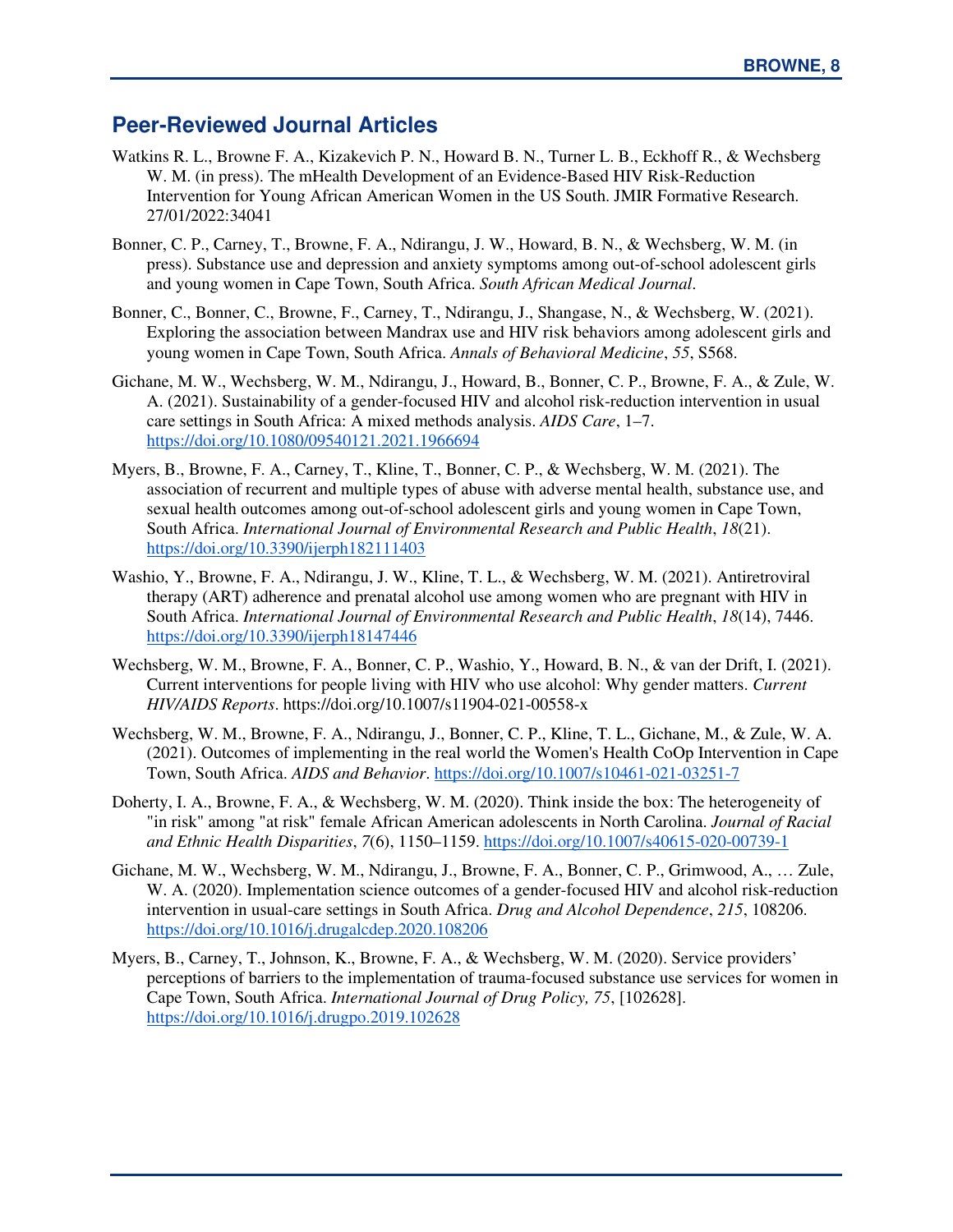## Peer-Reviewed Journal Articles

Watkins R. L., Browne F. A., Kizakevich P. N., Howard B. N., Turner L. B., Eckhoff R., & Wechsberg W. M. (in press). The mHealth Development of an Evidence-Based HIV Risk-Reduction Intervention for Young African American Women in the US South. JMIR Formative Research. 27/01/2022:34041

Bonner, C. P., Carney, T., Browne, F. A., Ndirangu, J. W., Howard, B. N., & Wechsberg, W. M. (in press). Substance use and depression and anxiety symptoms among out-of-school adolescent girls and young women in Cape Town, South Africa. *South African Medical Journal*.

Bonner, C., Bonner, C., Browne, F., Carney, T., Ndirangu, J., Shangase, N., & Wechsberg, W. (2021). Exploring the association between Mandrax use and HIV risk behaviors among adolescent girls and young women in Cape Town, South Africa. *Annals of Behavioral Medicine*, *55*, S568.

Gichane, M. W., Wechsberg, W. M., Ndirangu, J., Howard, B., Bonner, C. P., Browne, F. A., & Zule, W. A. (2021). Sustainability of a gender-focused HIV and alcohol risk-reduction intervention in usual care settings in South Africa: A mixed methods analysis. *AIDS Care*, 1–7. https://doi.org/10.1080/09540121.2021.1966694

Myers, B., Browne, F. A., Carney, T., Kline, T., Bonner, C. P., & Wechsberg, W. M. (2021). The association of recurrent and multiple types of abuse with adverse mental health, substance use, and sexual health outcomes among out-of-school adolescent girls and young women in Cape Town, South Africa. *International Journal of Environmental Research and Public Health*, *18*(21). https://doi.org/10.3390/ijerph182111403

Washio, Y., Browne, F. A., Ndirangu, J. W., Kline, T. L., & Wechsberg, W. M. (2021). Antiretroviral therapy (ART) adherence and prenatal alcohol use among women who are pregnant with HIV in South Africa. *International Journal of Environmental Research and Public Health*, *18*(14), 7446. https://doi.org/10.3390/ijerph18147446

Wechsberg, W. M., Browne, F. A., Bonner, C. P., Washio, Y., Howard, B. N., & van der Drift, I. (2021). Current interventions for people living with HIV who use alcohol: Why gender matters. *Current HIV/AIDS Reports*. https://doi.org/10.1007/s11904-021-00558-x

Wechsberg, W. M., Browne, F. A., Ndirangu, J., Bonner, C. P., Kline, T. L., Gichane, M., & Zule, W. A. (2021). Outcomes of implementing in the real world the Women's Health CoOp Intervention in Cape Town, South Africa. *AIDS and Behavior*. https://doi.org/10.1007/s10461-021-03251-7

Doherty, I. A., Browne, F. A., & Wechsberg, W. M. (2020). Think inside the box: The heterogeneity of "in risk" among "at risk" female African American adolescents in North Carolina. *Journal of Racial and Ethnic Health Disparities*, *7*(6), 1150–1159. https://doi.org/10.1007/s40615-020-00739-1

Gichane, M. W., Wechsberg, W. M., Ndirangu, J., Browne, F. A., Bonner, C. P., Grimwood, A., … Zule, W. A. (2020). Implementation science outcomes of a gender-focused HIV and alcohol risk-reduction intervention in usual-care settings in South Africa. *Drug and Alcohol Dependence*, *215*, 108206. https://doi.org/10.1016/j.drugalcdep.2020.108206

Myers, B., Carney, T., Johnson, K., Browne, F. A., & Wechsberg, W. M. (2020). Service providers' perceptions of barriers to the implementation of trauma-focused substance use services for women in Cape Town, South Africa. *International Journal of Drug Policy, 75*, [102628]. https://doi.org/10.1016/j.drugpo.2019.102628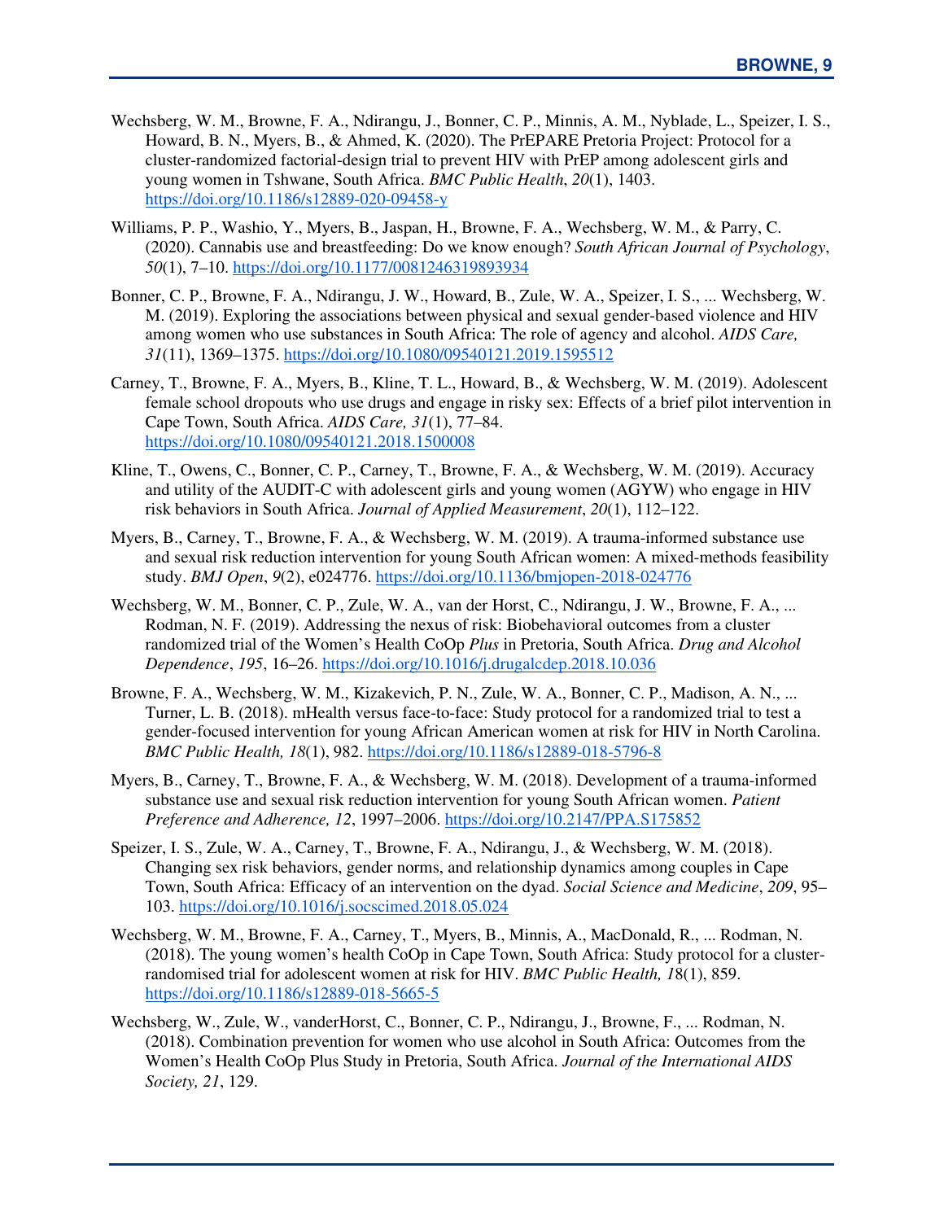Wechsberg, W. M., Browne, F. A., Ndirangu, J., Bonner, C. P., Minnis, A. M., Nyblade, L., Speizer, I. S., Howard, B. N., Myers, B., & Ahmed, K. (2020). The PrEPARE Pretoria Project: Protocol for a cluster-randomized factorial-design trial to prevent HIV with PrEP among adolescent girls and young women in Tshwane, South Africa. *BMC Public Health*, *20*(1), 1403. https://doi.org/10.1186/s12889-020-09458-y

Williams, P. P., Washio, Y., Myers, B., Jaspan, H., Browne, F. A., Wechsberg, W. M., & Parry, C. (2020). Cannabis use and breastfeeding: Do we know enough? *South African Journal of Psychology*, *50*(1), 7–10. https://doi.org/10.1177/0081246319893934

Bonner, C. P., Browne, F. A., Ndirangu, J. W., Howard, B., Zule, W. A., Speizer, I. S., ... Wechsberg, W. M. (2019). Exploring the associations between physical and sexual gender-based violence and HIV among women who use substances in South Africa: The role of agency and alcohol. *AIDS Care, 31*(11), 1369–1375. https://doi.org/10.1080/09540121.2019.1595512

Carney, T., Browne, F. A., Myers, B., Kline, T. L., Howard, B., & Wechsberg, W. M. (2019). Adolescent female school dropouts who use drugs and engage in risky sex: Effects of a brief pilot intervention in Cape Town, South Africa. *AIDS Care, 31*(1), 77–84. https://doi.org/10.1080/09540121.2018.1500008

Kline, T., Owens, C., Bonner, C. P., Carney, T., Browne, F. A., & Wechsberg, W. M. (2019). Accuracy and utility of the AUDIT-C with adolescent girls and young women (AGYW) who engage in HIV risk behaviors in South Africa. *Journal of Applied Measurement*, *20*(1), 112–122.

Myers, B., Carney, T., Browne, F. A., & Wechsberg, W. M. (2019). A trauma-informed substance use and sexual risk reduction intervention for young South African women: A mixed-methods feasibility study. *BMJ Open*, *9*(2), e024776. https://doi.org/10.1136/bmjopen-2018-024776

Wechsberg, W. M., Bonner, C. P., Zule, W. A., van der Horst, C., Ndirangu, J. W., Browne, F. A., ... Rodman, N. F. (2019). Addressing the nexus of risk: Biobehavioral outcomes from a cluster randomized trial of the Women's Health CoOp *Plus* in Pretoria, South Africa. *Drug and Alcohol Dependence*, *195*, 16–26. https://doi.org/10.1016/j.drugalcdep.2018.10.036

Browne, F. A., Wechsberg, W. M., Kizakevich, P. N., Zule, W. A., Bonner, C. P., Madison, A. N., ... Turner, L. B. (2018). mHealth versus face-to-face: Study protocol for a randomized trial to test a gender-focused intervention for young African American women at risk for HIV in North Carolina. *BMC Public Health, 18*(1), 982. https://doi.org/10.1186/s12889-018-5796-8

Myers, B., Carney, T., Browne, F. A., & Wechsberg, W. M. (2018). Development of a trauma-informed substance use and sexual risk reduction intervention for young South African women. *Patient Preference and Adherence, 12*, 1997–2006. https://doi.org/10.2147/PPA.S175852

Speizer, I. S., Zule, W. A., Carney, T., Browne, F. A., Ndirangu, J., & Wechsberg, W. M. (2018). Changing sex risk behaviors, gender norms, and relationship dynamics among couples in Cape Town, South Africa: Efficacy of an intervention on the dyad. *Social Science and Medicine*, *209*, 95–103. https://doi.org/10.1016/j.socscimed.2018.05.024

Wechsberg, W. M., Browne, F. A., Carney, T., Myers, B., Minnis, A., MacDonald, R., ... Rodman, N. (2018). The young women's health CoOp in Cape Town, South Africa: Study protocol for a cluster-randomised trial for adolescent women at risk for HIV. *BMC Public Health, 1*8(1), 859. https://doi.org/10.1186/s12889-018-5665-5

Wechsberg, W., Zule, W., vanderHorst, C., Bonner, C. P., Ndirangu, J., Browne, F., ... Rodman, N. (2018). Combination prevention for women who use alcohol in South Africa: Outcomes from the Women's Health CoOp Plus Study in Pretoria, South Africa. *Journal of the International AIDS Society, 21*, 129.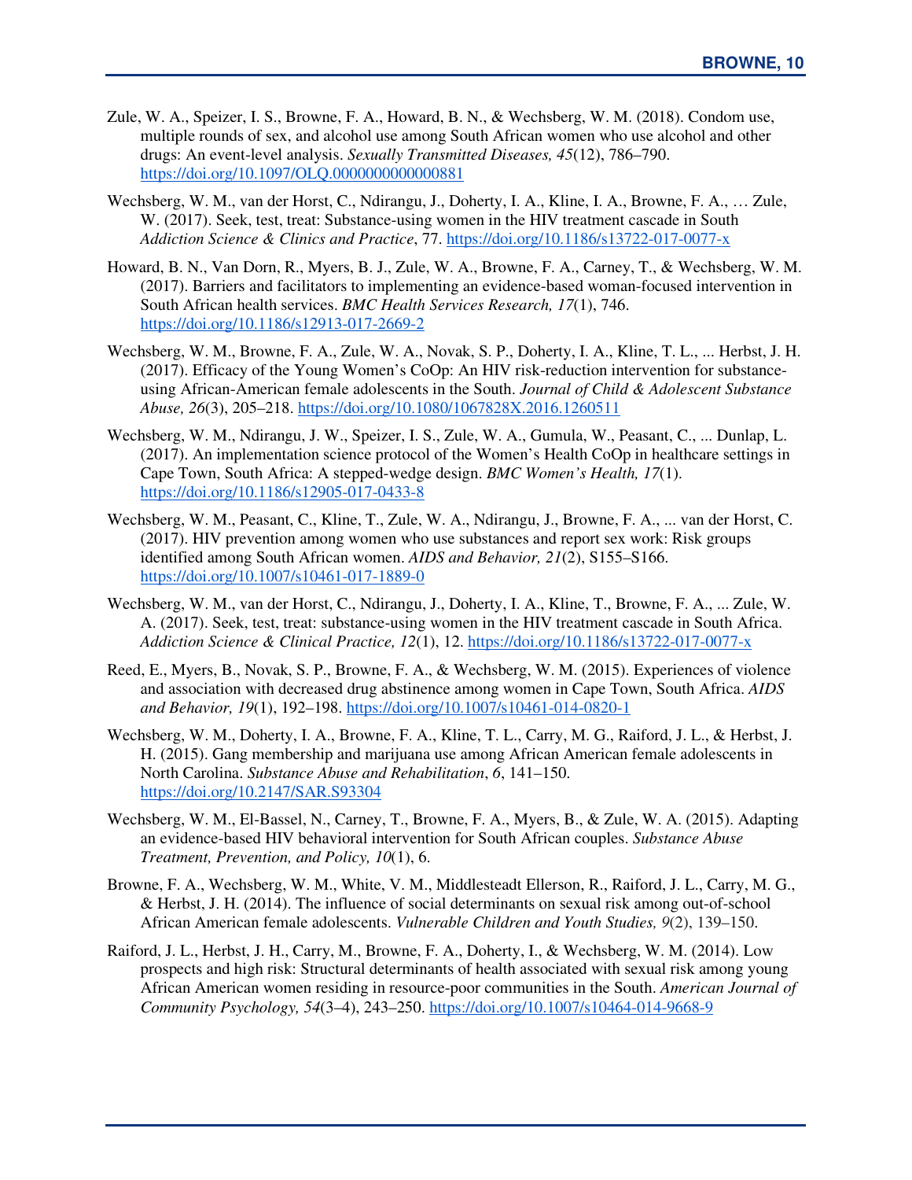Zule, W. A., Speizer, I. S., Browne, F. A., Howard, B. N., & Wechsberg, W. M. (2018). Condom use, multiple rounds of sex, and alcohol use among South African women who use alcohol and other drugs: An event-level analysis. *Sexually Transmitted Diseases, 45*(12), 786–790. https://doi.org/10.1097/OLQ.0000000000000881

Wechsberg, W. M., van der Horst, C., Ndirangu, J., Doherty, I. A., Kline, I. A., Browne, F. A., … Zule, W. (2017). Seek, test, treat: Substance-using women in the HIV treatment cascade in South *Addiction Science & Clinics and Practice*, 77. https://doi.org/10.1186/s13722-017-0077-x

Howard, B. N., Van Dorn, R., Myers, B. J., Zule, W. A., Browne, F. A., Carney, T., & Wechsberg, W. M. (2017). Barriers and facilitators to implementing an evidence-based woman-focused intervention in South African health services. *BMC Health Services Research, 17*(1), 746. https://doi.org/10.1186/s12913-017-2669-2

Wechsberg, W. M., Browne, F. A., Zule, W. A., Novak, S. P., Doherty, I. A., Kline, T. L., ... Herbst, J. H. (2017). Efficacy of the Young Women's CoOp: An HIV risk-reduction intervention for substance-using African-American female adolescents in the South. *Journal of Child & Adolescent Substance Abuse, 26*(3), 205–218. https://doi.org/10.1080/1067828X.2016.1260511

Wechsberg, W. M., Ndirangu, J. W., Speizer, I. S., Zule, W. A., Gumula, W., Peasant, C., ... Dunlap, L. (2017). An implementation science protocol of the Women's Health CoOp in healthcare settings in Cape Town, South Africa: A stepped-wedge design. *BMC Women's Health, 17*(1). https://doi.org/10.1186/s12905-017-0433-8

Wechsberg, W. M., Peasant, C., Kline, T., Zule, W. A., Ndirangu, J., Browne, F. A., ... van der Horst, C. (2017). HIV prevention among women who use substances and report sex work: Risk groups identified among South African women. *AIDS and Behavior, 21*(2), S155–S166. https://doi.org/10.1007/s10461-017-1889-0

Wechsberg, W. M., van der Horst, C., Ndirangu, J., Doherty, I. A., Kline, T., Browne, F. A., ... Zule, W. A. (2017). Seek, test, treat: substance-using women in the HIV treatment cascade in South Africa. *Addiction Science & Clinical Practice, 12*(1), 12. https://doi.org/10.1186/s13722-017-0077-x

Reed, E., Myers, B., Novak, S. P., Browne, F. A., & Wechsberg, W. M. (2015). Experiences of violence and association with decreased drug abstinence among women in Cape Town, South Africa. *AIDS and Behavior, 19*(1), 192–198. https://doi.org/10.1007/s10461-014-0820-1

Wechsberg, W. M., Doherty, I. A., Browne, F. A., Kline, T. L., Carry, M. G., Raiford, J. L., & Herbst, J. H. (2015). Gang membership and marijuana use among African American female adolescents in North Carolina. *Substance Abuse and Rehabilitation*, *6*, 141–150. https://doi.org/10.2147/SAR.S93304

Wechsberg, W. M., El-Bassel, N., Carney, T., Browne, F. A., Myers, B., & Zule, W. A. (2015). Adapting an evidence-based HIV behavioral intervention for South African couples. *Substance Abuse Treatment, Prevention, and Policy, 10*(1), 6.

Browne, F. A., Wechsberg, W. M., White, V. M., Middlesteadt Ellerson, R., Raiford, J. L., Carry, M. G., & Herbst, J. H. (2014). The influence of social determinants on sexual risk among out-of-school African American female adolescents. *Vulnerable Children and Youth Studies, 9*(2), 139–150.

Raiford, J. L., Herbst, J. H., Carry, M., Browne, F. A., Doherty, I., & Wechsberg, W. M. (2014). Low prospects and high risk: Structural determinants of health associated with sexual risk among young African American women residing in resource-poor communities in the South. *American Journal of Community Psychology, 54*(3–4), 243–250. https://doi.org/10.1007/s10464-014-9668-9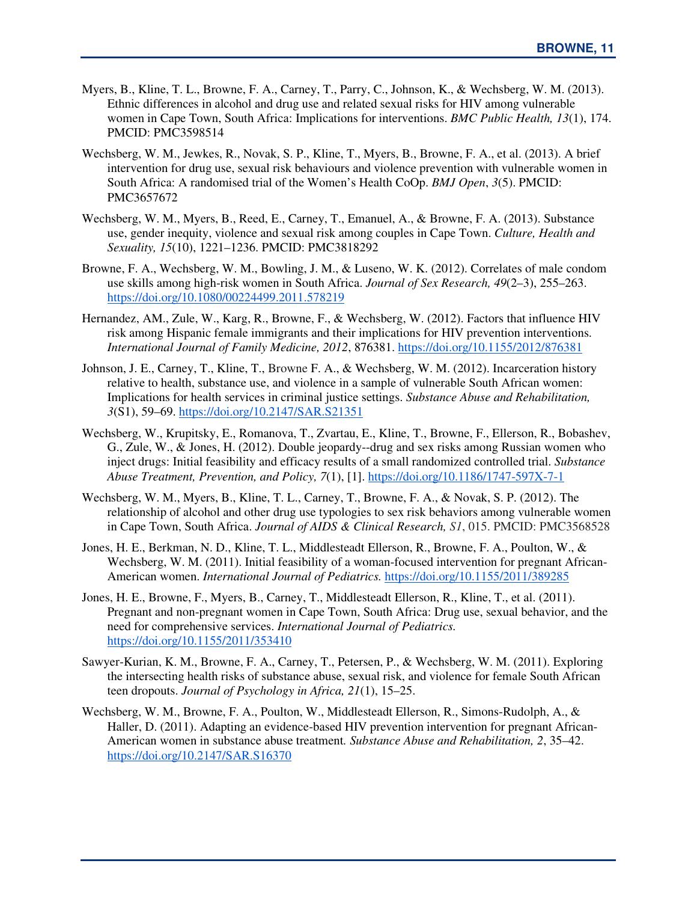Myers, B., Kline, T. L., Browne, F. A., Carney, T., Parry, C., Johnson, K., & Wechsberg, W. M. (2013). Ethnic differences in alcohol and drug use and related sexual risks for HIV among vulnerable women in Cape Town, South Africa: Implications for interventions. *BMC Public Health, 13*(1), 174. PMCID: PMC3598514

Wechsberg, W. M., Jewkes, R., Novak, S. P., Kline, T., Myers, B., Browne, F. A., et al. (2013). A brief intervention for drug use, sexual risk behaviours and violence prevention with vulnerable women in South Africa: A randomised trial of the Women's Health CoOp. *BMJ Open*, *3*(5). PMCID: PMC3657672

Wechsberg, W. M., Myers, B., Reed, E., Carney, T., Emanuel, A., & Browne, F. A. (2013). Substance use, gender inequity, violence and sexual risk among couples in Cape Town. *Culture, Health and Sexuality, 15*(10), 1221–1236. PMCID: PMC3818292

Browne, F. A., Wechsberg, W. M., Bowling, J. M., & Luseno, W. K. (2012). Correlates of male condom use skills among high-risk women in South Africa. *Journal of Sex Research, 49*(2–3), 255–263. https://doi.org/10.1080/00224499.2011.578219

Hernandez, AM., Zule, W., Karg, R., Browne, F., & Wechsberg, W. (2012). Factors that influence HIV risk among Hispanic female immigrants and their implications for HIV prevention interventions. *International Journal of Family Medicine, 2012*, 876381. https://doi.org/10.1155/2012/876381

Johnson, J. E., Carney, T., Kline, T., Browne F. A., & Wechsberg, W. M. (2012). Incarceration history relative to health, substance use, and violence in a sample of vulnerable South African women: Implications for health services in criminal justice settings. *Substance Abuse and Rehabilitation, 3*(S1), 59–69. https://doi.org/10.2147/SAR.S21351

Wechsberg, W., Krupitsky, E., Romanova, T., Zvartau, E., Kline, T., Browne, F., Ellerson, R., Bobashev, G., Zule, W., & Jones, H. (2012). Double jeopardy--drug and sex risks among Russian women who inject drugs: Initial feasibility and efficacy results of a small randomized controlled trial. *Substance Abuse Treatment, Prevention, and Policy, 7*(1), [1]. https://doi.org/10.1186/1747-597X-7-1

Wechsberg, W. M., Myers, B., Kline, T. L., Carney, T., Browne, F. A., & Novak, S. P. (2012). The relationship of alcohol and other drug use typologies to sex risk behaviors among vulnerable women in Cape Town, South Africa. *Journal of AIDS & Clinical Research, S1*, 015. PMCID: PMC3568528

Jones, H. E., Berkman, N. D., Kline, T. L., Middlesteadt Ellerson, R., Browne, F. A., Poulton, W., & Wechsberg, W. M. (2011). Initial feasibility of a woman-focused intervention for pregnant African-American women. *International Journal of Pediatrics.* https://doi.org/10.1155/2011/389285

Jones, H. E., Browne, F., Myers, B., Carney, T., Middlesteadt Ellerson, R., Kline, T., et al. (2011). Pregnant and non-pregnant women in Cape Town, South Africa: Drug use, sexual behavior, and the need for comprehensive services. *International Journal of Pediatrics.* https://doi.org/10.1155/2011/353410

Sawyer-Kurian, K. M., Browne, F. A., Carney, T., Petersen, P., & Wechsberg, W. M. (2011). Exploring the intersecting health risks of substance abuse, sexual risk, and violence for female South African teen dropouts. *Journal of Psychology in Africa, 21*(1), 15–25.

Wechsberg, W. M., Browne, F. A., Poulton, W., Middlesteadt Ellerson, R., Simons-Rudolph, A., & Haller, D. (2011). Adapting an evidence-based HIV prevention intervention for pregnant African-American women in substance abuse treatment. *Substance Abuse and Rehabilitation, 2*, 35–42. https://doi.org/10.2147/SAR.S16370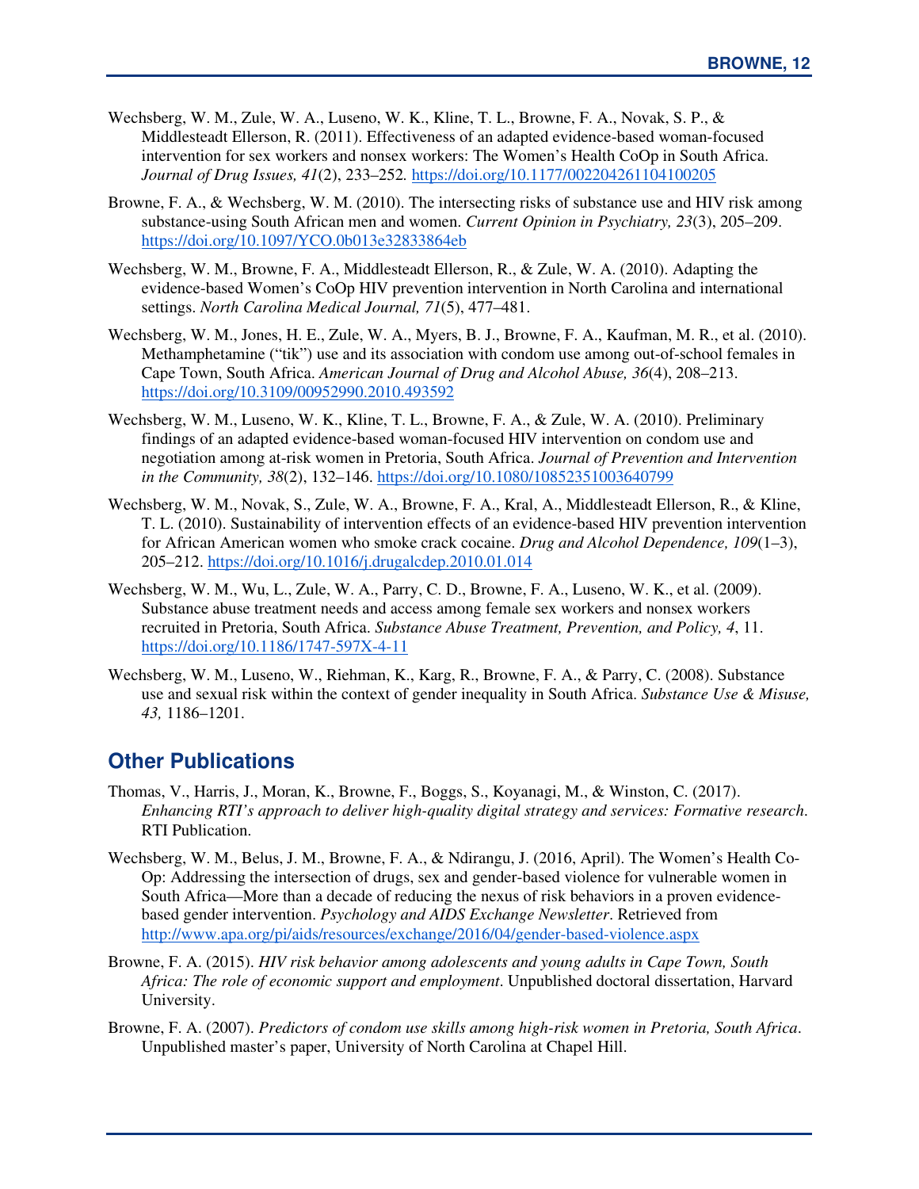Wechsberg, W. M., Zule, W. A., Luseno, W. K., Kline, T. L., Browne, F. A., Novak, S. P., & Middlesteadt Ellerson, R. (2011). Effectiveness of an adapted evidence-based woman-focused intervention for sex workers and nonsex workers: The Women's Health CoOp in South Africa. *Journal of Drug Issues, 41*(2), 233–252. https://doi.org/10.1177/002204261104100205

Browne, F. A., & Wechsberg, W. M. (2010). The intersecting risks of substance use and HIV risk among substance-using South African men and women. *Current Opinion in Psychiatry, 23*(3), 205–209. https://doi.org/10.1097/YCO.0b013e32833864eb

Wechsberg, W. M., Browne, F. A., Middlesteadt Ellerson, R., & Zule, W. A. (2010). Adapting the evidence-based Women's CoOp HIV prevention intervention in North Carolina and international settings. *North Carolina Medical Journal, 71*(5), 477–481.

Wechsberg, W. M., Jones, H. E., Zule, W. A., Myers, B. J., Browne, F. A., Kaufman, M. R., et al. (2010). Methamphetamine ("tik") use and its association with condom use among out-of-school females in Cape Town, South Africa. *American Journal of Drug and Alcohol Abuse, 36*(4), 208–213. https://doi.org/10.3109/00952990.2010.493592

Wechsberg, W. M., Luseno, W. K., Kline, T. L., Browne, F. A., & Zule, W. A. (2010). Preliminary findings of an adapted evidence-based woman-focused HIV intervention on condom use and negotiation among at-risk women in Pretoria, South Africa. *Journal of Prevention and Intervention in the Community, 38*(2), 132–146. https://doi.org/10.1080/10852351003640799

Wechsberg, W. M., Novak, S., Zule, W. A., Browne, F. A., Kral, A., Middlesteadt Ellerson, R., & Kline, T. L. (2010). Sustainability of intervention effects of an evidence-based HIV prevention intervention for African American women who smoke crack cocaine. *Drug and Alcohol Dependence, 109*(1–3), 205–212. https://doi.org/10.1016/j.drugalcdep.2010.01.014

Wechsberg, W. M., Wu, L., Zule, W. A., Parry, C. D., Browne, F. A., Luseno, W. K., et al. (2009). Substance abuse treatment needs and access among female sex workers and nonsex workers recruited in Pretoria, South Africa. *Substance Abuse Treatment, Prevention, and Policy, 4*, 11. https://doi.org/10.1186/1747-597X-4-11

Wechsberg, W. M., Luseno, W., Riehman, K., Karg, R., Browne, F. A., & Parry, C. (2008). Substance use and sexual risk within the context of gender inequality in South Africa. *Substance Use & Misuse, 43,* 1186–1201.

## Other Publications

Thomas, V., Harris, J., Moran, K., Browne, F., Boggs, S., Koyanagi, M., & Winston, C. (2017). *Enhancing RTI's approach to deliver high-quality digital strategy and services: Formative research*. RTI Publication.

Wechsberg, W. M., Belus, J. M., Browne, F. A., & Ndirangu, J. (2016, April). The Women's Health Co-Op: Addressing the intersection of drugs, sex and gender-based violence for vulnerable women in South Africa—More than a decade of reducing the nexus of risk behaviors in a proven evidence-based gender intervention. *Psychology and AIDS Exchange Newsletter*. Retrieved from http://www.apa.org/pi/aids/resources/exchange/2016/04/gender-based-violence.aspx

Browne, F. A. (2015). *HIV risk behavior among adolescents and young adults in Cape Town, South Africa: The role of economic support and employment*. Unpublished doctoral dissertation, Harvard University.

Browne, F. A. (2007). *Predictors of condom use skills among high-risk women in Pretoria, South Africa*. Unpublished master's paper, University of North Carolina at Chapel Hill.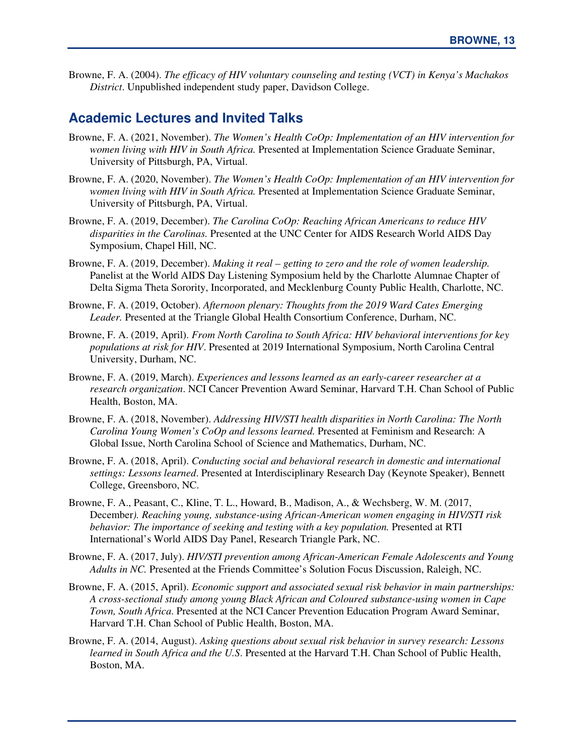Browne, F. A. (2004). *The efficacy of HIV voluntary counseling and testing (VCT) in Kenya's Machakos District*. Unpublished independent study paper, Davidson College.

## Academic Lectures and Invited Talks

Browne, F. A. (2021, November). *The Women's Health CoOp: Implementation of an HIV intervention for women living with HIV in South Africa.* Presented at Implementation Science Graduate Seminar, University of Pittsburgh, PA, Virtual.

Browne, F. A. (2020, November). *The Women's Health CoOp: Implementation of an HIV intervention for women living with HIV in South Africa.* Presented at Implementation Science Graduate Seminar, University of Pittsburgh, PA, Virtual.

Browne, F. A. (2019, December). *The Carolina CoOp: Reaching African Americans to reduce HIV disparities in the Carolinas.* Presented at the UNC Center for AIDS Research World AIDS Day Symposium, Chapel Hill, NC.

Browne, F. A. (2019, December). *Making it real – getting to zero and the role of women leadership.* Panelist at the World AIDS Day Listening Symposium held by the Charlotte Alumnae Chapter of Delta Sigma Theta Sorority, Incorporated, and Mecklenburg County Public Health, Charlotte, NC.

Browne, F. A. (2019, October). *Afternoon plenary: Thoughts from the 2019 Ward Cates Emerging Leader.* Presented at the Triangle Global Health Consortium Conference, Durham, NC.

Browne, F. A. (2019, April). *From North Carolina to South Africa: HIV behavioral interventions for key populations at risk for HIV*. Presented at 2019 International Symposium, North Carolina Central University, Durham, NC.

Browne, F. A. (2019, March). *Experiences and lessons learned as an early-career researcher at a research organization*. NCI Cancer Prevention Award Seminar, Harvard T.H. Chan School of Public Health, Boston, MA.

Browne, F. A. (2018, November). *Addressing HIV/STI health disparities in North Carolina: The North Carolina Young Women's CoOp and lessons learned.* Presented at Feminism and Research: A Global Issue, North Carolina School of Science and Mathematics, Durham, NC.

Browne, F. A. (2018, April). *Conducting social and behavioral research in domestic and international settings: Lessons learned*. Presented at Interdisciplinary Research Day (Keynote Speaker), Bennett College, Greensboro, NC.

Browne, F. A., Peasant, C., Kline, T. L., Howard, B., Madison, A., & Wechsberg, W. M. (2017, December*). Reaching young, substance-using African-American women engaging in HIV/STI risk behavior: The importance of seeking and testing with a key population.* Presented at RTI International's World AIDS Day Panel, Research Triangle Park, NC.

Browne, F. A. (2017, July). *HIV/STI prevention among African-American Female Adolescents and Young Adults in NC.* Presented at the Friends Committee's Solution Focus Discussion, Raleigh, NC.

Browne, F. A. (2015, April). *Economic support and associated sexual risk behavior in main partnerships: A cross-sectional study among young Black African and Coloured substance-using women in Cape Town, South Africa.* Presented at the NCI Cancer Prevention Education Program Award Seminar, Harvard T.H. Chan School of Public Health, Boston, MA.

Browne, F. A. (2014, August). *Asking questions about sexual risk behavior in survey research: Lessons learned in South Africa and the U.S*. Presented at the Harvard T.H. Chan School of Public Health, Boston, MA.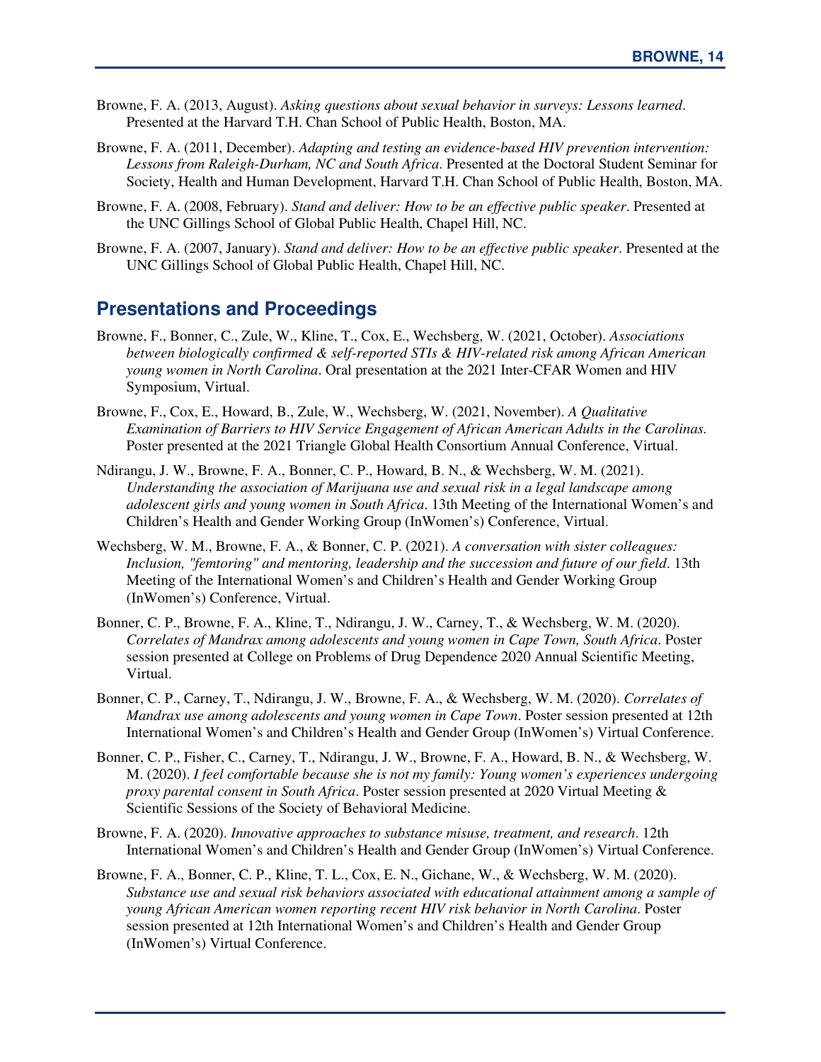Browne, F. A. (2013, August). *Asking questions about sexual behavior in surveys: Lessons learned*. Presented at the Harvard T.H. Chan School of Public Health, Boston, MA.

Browne, F. A. (2011, December). *Adapting and testing an evidence-based HIV prevention intervention: Lessons from Raleigh-Durham, NC and South Africa*. Presented at the Doctoral Student Seminar for Society, Health and Human Development, Harvard T.H. Chan School of Public Health, Boston, MA.

Browne, F. A. (2008, February). *Stand and deliver: How to be an effective public speaker*. Presented at the UNC Gillings School of Global Public Health, Chapel Hill, NC.

Browne, F. A. (2007, January). *Stand and deliver: How to be an effective public speaker*. Presented at the UNC Gillings School of Global Public Health, Chapel Hill, NC.

## Presentations and Proceedings

Browne, F., Bonner, C., Zule, W., Kline, T., Cox, E., Wechsberg, W. (2021, October). *Associations between biologically confirmed & self-reported STIs & HIV-related risk among African American young women in North Carolina*. Oral presentation at the 2021 Inter-CFAR Women and HIV Symposium, Virtual.

Browne, F., Cox, E., Howard, B., Zule, W., Wechsberg, W. (2021, November). *A Qualitative Examination of Barriers to HIV Service Engagement of African American Adults in the Carolinas.* Poster presented at the 2021 Triangle Global Health Consortium Annual Conference, Virtual.

Ndirangu, J. W., Browne, F. A., Bonner, C. P., Howard, B. N., & Wechsberg, W. M. (2021). *Understanding the association of Marijuana use and sexual risk in a legal landscape among adolescent girls and young women in South Africa*. 13th Meeting of the International Women's and Children's Health and Gender Working Group (InWomen's) Conference, Virtual.

Wechsberg, W. M., Browne, F. A., & Bonner, C. P. (2021). *A conversation with sister colleagues: Inclusion, "femtoring" and mentoring, leadership and the succession and future of our field*. 13th Meeting of the International Women's and Children's Health and Gender Working Group (InWomen's) Conference, Virtual.

Bonner, C. P., Browne, F. A., Kline, T., Ndirangu, J. W., Carney, T., & Wechsberg, W. M. (2020). *Correlates of Mandrax among adolescents and young women in Cape Town, South Africa*. Poster session presented at College on Problems of Drug Dependence 2020 Annual Scientific Meeting, Virtual.

Bonner, C. P., Carney, T., Ndirangu, J. W., Browne, F. A., & Wechsberg, W. M. (2020). *Correlates of Mandrax use among adolescents and young women in Cape Town*. Poster session presented at 12th International Women's and Children's Health and Gender Group (InWomen's) Virtual Conference.

Bonner, C. P., Fisher, C., Carney, T., Ndirangu, J. W., Browne, F. A., Howard, B. N., & Wechsberg, W. M. (2020). *I feel comfortable because she is not my family: Young women's experiences undergoing proxy parental consent in South Africa*. Poster session presented at 2020 Virtual Meeting & Scientific Sessions of the Society of Behavioral Medicine.

Browne, F. A. (2020). *Innovative approaches to substance misuse, treatment, and research*. 12th International Women's and Children's Health and Gender Group (InWomen's) Virtual Conference.

Browne, F. A., Bonner, C. P., Kline, T. L., Cox, E. N., Gichane, W., & Wechsberg, W. M. (2020). *Substance use and sexual risk behaviors associated with educational attainment among a sample of young African American women reporting recent HIV risk behavior in North Carolina*. Poster session presented at 12th International Women's and Children's Health and Gender Group (InWomen's) Virtual Conference.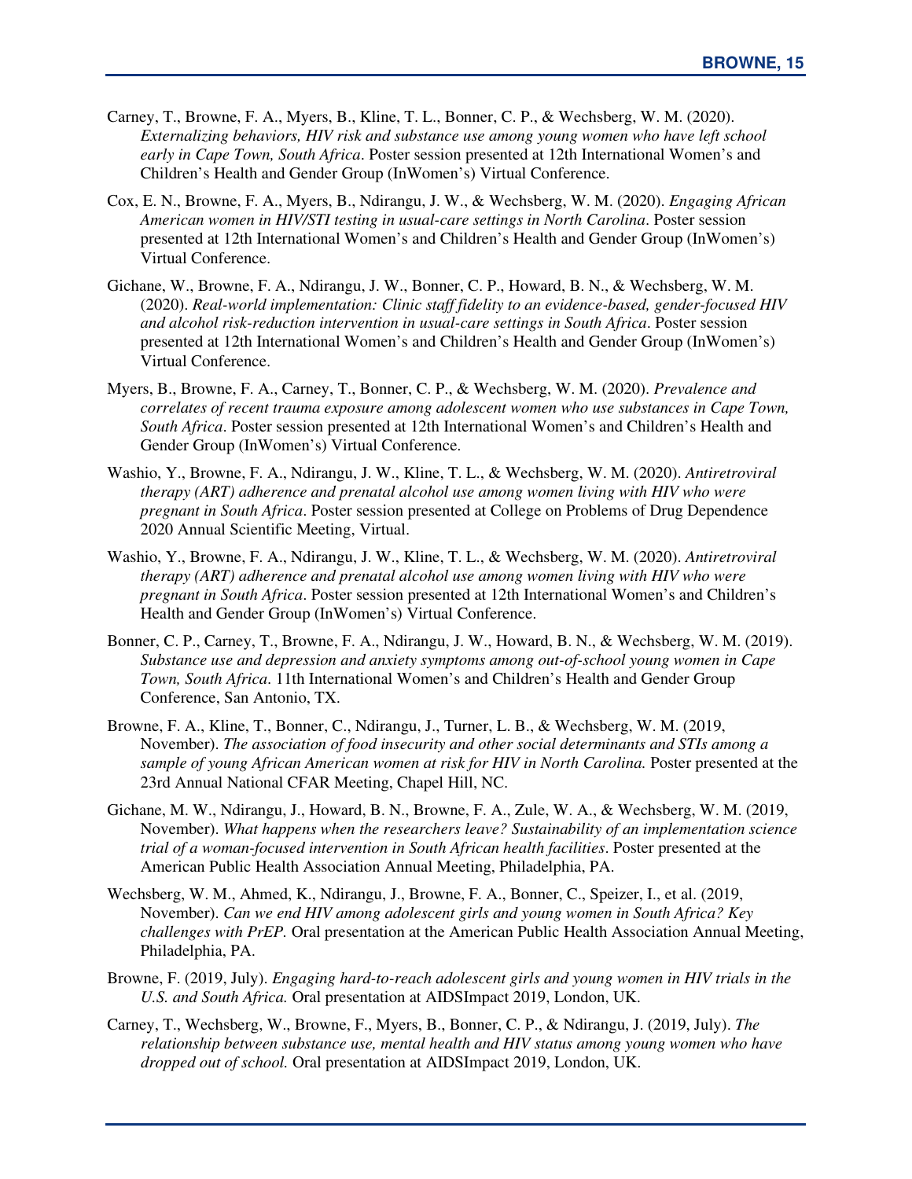Carney, T., Browne, F. A., Myers, B., Kline, T. L., Bonner, C. P., & Wechsberg, W. M. (2020). *Externalizing behaviors, HIV risk and substance use among young women who have left school early in Cape Town, South Africa*. Poster session presented at 12th International Women's and Children's Health and Gender Group (InWomen's) Virtual Conference.

Cox, E. N., Browne, F. A., Myers, B., Ndirangu, J. W., & Wechsberg, W. M. (2020). *Engaging African American women in HIV/STI testing in usual-care settings in North Carolina*. Poster session presented at 12th International Women's and Children's Health and Gender Group (InWomen's) Virtual Conference.

Gichane, W., Browne, F. A., Ndirangu, J. W., Bonner, C. P., Howard, B. N., & Wechsberg, W. M. (2020). *Real-world implementation: Clinic staff fidelity to an evidence-based, gender-focused HIV and alcohol risk-reduction intervention in usual-care settings in South Africa*. Poster session presented at 12th International Women's and Children's Health and Gender Group (InWomen's) Virtual Conference.

Myers, B., Browne, F. A., Carney, T., Bonner, C. P., & Wechsberg, W. M. (2020). *Prevalence and correlates of recent trauma exposure among adolescent women who use substances in Cape Town, South Africa*. Poster session presented at 12th International Women's and Children's Health and Gender Group (InWomen's) Virtual Conference.

Washio, Y., Browne, F. A., Ndirangu, J. W., Kline, T. L., & Wechsberg, W. M. (2020). *Antiretroviral therapy (ART) adherence and prenatal alcohol use among women living with HIV who were pregnant in South Africa*. Poster session presented at College on Problems of Drug Dependence 2020 Annual Scientific Meeting, Virtual.

Washio, Y., Browne, F. A., Ndirangu, J. W., Kline, T. L., & Wechsberg, W. M. (2020). *Antiretroviral therapy (ART) adherence and prenatal alcohol use among women living with HIV who were pregnant in South Africa*. Poster session presented at 12th International Women's and Children's Health and Gender Group (InWomen's) Virtual Conference.

Bonner, C. P., Carney, T., Browne, F. A., Ndirangu, J. W., Howard, B. N., & Wechsberg, W. M. (2019). *Substance use and depression and anxiety symptoms among out-of-school young women in Cape Town, South Africa*. 11th International Women's and Children's Health and Gender Group Conference, San Antonio, TX.

Browne, F. A., Kline, T., Bonner, C., Ndirangu, J., Turner, L. B., & Wechsberg, W. M. (2019, November). *The association of food insecurity and other social determinants and STIs among a sample of young African American women at risk for HIV in North Carolina.* Poster presented at the 23rd Annual National CFAR Meeting, Chapel Hill, NC.

Gichane, M. W., Ndirangu, J., Howard, B. N., Browne, F. A., Zule, W. A., & Wechsberg, W. M. (2019, November). *What happens when the researchers leave? Sustainability of an implementation science trial of a woman-focused intervention in South African health facilities*. Poster presented at the American Public Health Association Annual Meeting, Philadelphia, PA.

Wechsberg, W. M., Ahmed, K., Ndirangu, J., Browne, F. A., Bonner, C., Speizer, I., et al. (2019, November). *Can we end HIV among adolescent girls and young women in South Africa? Key challenges with PrEP.* Oral presentation at the American Public Health Association Annual Meeting, Philadelphia, PA.

Browne, F. (2019, July). *Engaging hard-to-reach adolescent girls and young women in HIV trials in the U.S. and South Africa.* Oral presentation at AIDSImpact 2019, London, UK.

Carney, T., Wechsberg, W., Browne, F., Myers, B., Bonner, C. P., & Ndirangu, J. (2019, July). *The relationship between substance use, mental health and HIV status among young women who have dropped out of school.* Oral presentation at AIDSImpact 2019, London, UK.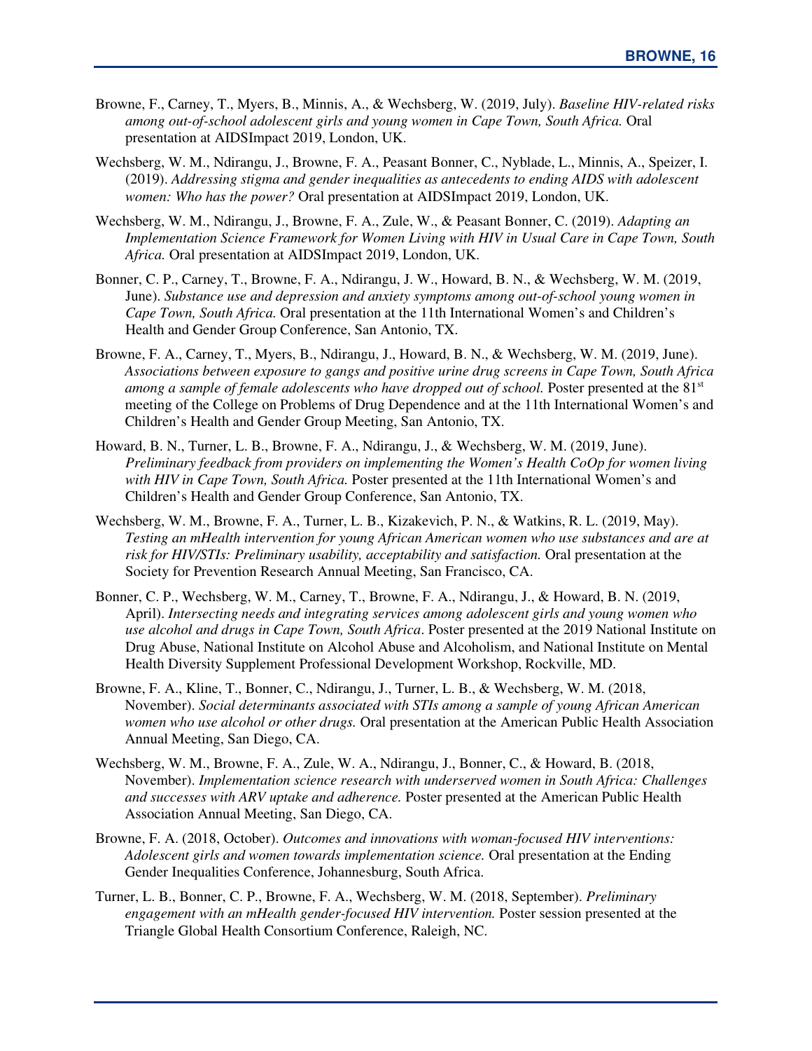Browne, F., Carney, T., Myers, B., Minnis, A., & Wechsberg, W. (2019, July). *Baseline HIV-related risks among out-of-school adolescent girls and young women in Cape Town, South Africa.* Oral presentation at AIDSImpact 2019, London, UK.

Wechsberg, W. M., Ndirangu, J., Browne, F. A., Peasant Bonner, C., Nyblade, L., Minnis, A., Speizer, I. (2019). *Addressing stigma and gender inequalities as antecedents to ending AIDS with adolescent women: Who has the power?* Oral presentation at AIDSImpact 2019, London, UK.

Wechsberg, W. M., Ndirangu, J., Browne, F. A., Zule, W., & Peasant Bonner, C. (2019). *Adapting an Implementation Science Framework for Women Living with HIV in Usual Care in Cape Town, South Africa.* Oral presentation at AIDSImpact 2019, London, UK.

Bonner, C. P., Carney, T., Browne, F. A., Ndirangu, J. W., Howard, B. N., & Wechsberg, W. M. (2019, June). *Substance use and depression and anxiety symptoms among out-of-school young women in Cape Town, South Africa.* Oral presentation at the 11th International Women's and Children's Health and Gender Group Conference, San Antonio, TX.

Browne, F. A., Carney, T., Myers, B., Ndirangu, J., Howard, B. N., & Wechsberg, W. M. (2019, June). *Associations between exposure to gangs and positive urine drug screens in Cape Town, South Africa among a sample of female adolescents who have dropped out of school.* Poster presented at the 81st meeting of the College on Problems of Drug Dependence and at the 11th International Women's and Children's Health and Gender Group Meeting, San Antonio, TX.

Howard, B. N., Turner, L. B., Browne, F. A., Ndirangu, J., & Wechsberg, W. M. (2019, June). *Preliminary feedback from providers on implementing the Women's Health CoOp for women living with HIV in Cape Town, South Africa.* Poster presented at the 11th International Women's and Children's Health and Gender Group Conference, San Antonio, TX.

Wechsberg, W. M., Browne, F. A., Turner, L. B., Kizakevich, P. N., & Watkins, R. L. (2019, May). *Testing an mHealth intervention for young African American women who use substances and are at risk for HIV/STIs: Preliminary usability, acceptability and satisfaction.* Oral presentation at the Society for Prevention Research Annual Meeting, San Francisco, CA.

Bonner, C. P., Wechsberg, W. M., Carney, T., Browne, F. A., Ndirangu, J., & Howard, B. N. (2019, April). *Intersecting needs and integrating services among adolescent girls and young women who use alcohol and drugs in Cape Town, South Africa*. Poster presented at the 2019 National Institute on Drug Abuse, National Institute on Alcohol Abuse and Alcoholism, and National Institute on Mental Health Diversity Supplement Professional Development Workshop, Rockville, MD.

Browne, F. A., Kline, T., Bonner, C., Ndirangu, J., Turner, L. B., & Wechsberg, W. M. (2018, November). *Social determinants associated with STIs among a sample of young African American women who use alcohol or other drugs.* Oral presentation at the American Public Health Association Annual Meeting, San Diego, CA.

Wechsberg, W. M., Browne, F. A., Zule, W. A., Ndirangu, J., Bonner, C., & Howard, B. (2018, November). *Implementation science research with underserved women in South Africa: Challenges and successes with ARV uptake and adherence.* Poster presented at the American Public Health Association Annual Meeting, San Diego, CA.

Browne, F. A. (2018, October). *Outcomes and innovations with woman-focused HIV interventions: Adolescent girls and women towards implementation science.* Oral presentation at the Ending Gender Inequalities Conference, Johannesburg, South Africa.

Turner, L. B., Bonner, C. P., Browne, F. A., Wechsberg, W. M. (2018, September). *Preliminary engagement with an mHealth gender-focused HIV intervention.* Poster session presented at the Triangle Global Health Consortium Conference, Raleigh, NC.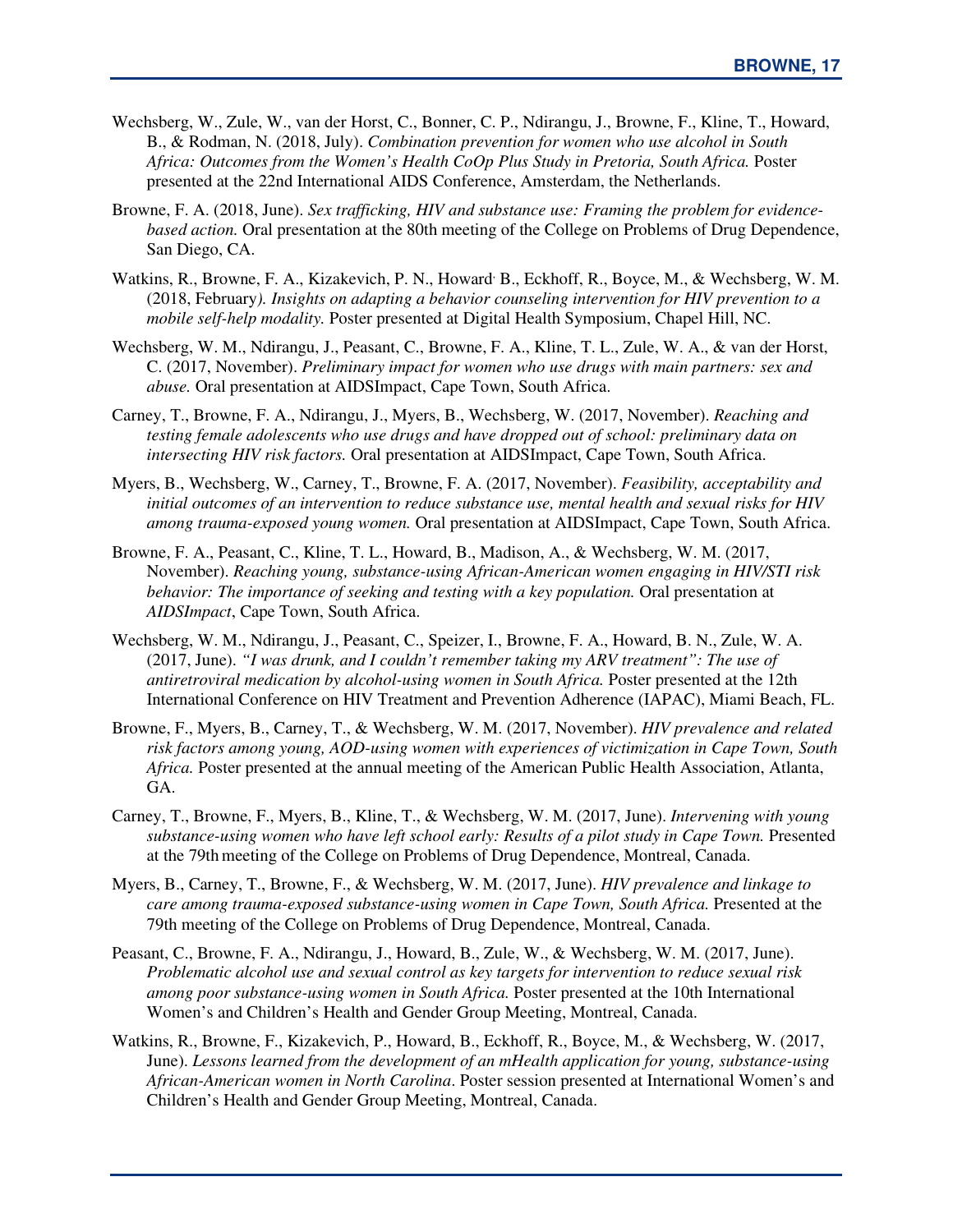Wechsberg, W., Zule, W., van der Horst, C., Bonner, C. P., Ndirangu, J., Browne, F., Kline, T., Howard, B., & Rodman, N. (2018, July). *Combination prevention for women who use alcohol in South Africa: Outcomes from the Women's Health CoOp Plus Study in Pretoria, South Africa.* Poster presented at the 22nd International AIDS Conference, Amsterdam, the Netherlands.

Browne, F. A. (2018, June). *Sex trafficking, HIV and substance use: Framing the problem for evidence-based action.* Oral presentation at the 80th meeting of the College on Problems of Drug Dependence, San Diego, CA.

Watkins, R., Browne, F. A., Kizakevich, P. N., Howard, B., Eckhoff, R., Boyce, M., & Wechsberg, W. M. (2018, February*). Insights on adapting a behavior counseling intervention for HIV prevention to a mobile self-help modality.* Poster presented at Digital Health Symposium, Chapel Hill, NC.

Wechsberg, W. M., Ndirangu, J., Peasant, C., Browne, F. A., Kline, T. L., Zule, W. A., & van der Horst, C. (2017, November). *Preliminary impact for women who use drugs with main partners: sex and abuse.* Oral presentation at AIDSImpact, Cape Town, South Africa.

Carney, T., Browne, F. A., Ndirangu, J., Myers, B., Wechsberg, W. (2017, November). *Reaching and testing female adolescents who use drugs and have dropped out of school: preliminary data on intersecting HIV risk factors.* Oral presentation at AIDSImpact, Cape Town, South Africa.

Myers, B., Wechsberg, W., Carney, T., Browne, F. A. (2017, November). *Feasibility, acceptability and initial outcomes of an intervention to reduce substance use, mental health and sexual risks for HIV among trauma-exposed young women.* Oral presentation at AIDSImpact, Cape Town, South Africa.

Browne, F. A., Peasant, C., Kline, T. L., Howard, B., Madison, A., & Wechsberg, W. M. (2017, November). *Reaching young, substance-using African-American women engaging in HIV/STI risk behavior: The importance of seeking and testing with a key population.* Oral presentation at *AIDSImpact*, Cape Town, South Africa.

Wechsberg, W. M., Ndirangu, J., Peasant, C., Speizer, I., Browne, F. A., Howard, B. N., Zule, W. A. (2017, June). *"I was drunk, and I couldn't remember taking my ARV treatment": The use of antiretroviral medication by alcohol-using women in South Africa.* Poster presented at the 12th International Conference on HIV Treatment and Prevention Adherence (IAPAC), Miami Beach, FL.

Browne, F., Myers, B., Carney, T., & Wechsberg, W. M. (2017, November). *HIV prevalence and related risk factors among young, AOD-using women with experiences of victimization in Cape Town, South Africa.* Poster presented at the annual meeting of the American Public Health Association, Atlanta, GA.

Carney, T., Browne, F., Myers, B., Kline, T., & Wechsberg, W. M. (2017, June). *Intervening with young substance-using women who have left school early: Results of a pilot study in Cape Town.* Presented at the 79th meeting of the College on Problems of Drug Dependence, Montreal, Canada.

Myers, B., Carney, T., Browne, F., & Wechsberg, W. M. (2017, June). *HIV prevalence and linkage to care among trauma-exposed substance-using women in Cape Town, South Africa.* Presented at the 79th meeting of the College on Problems of Drug Dependence, Montreal, Canada.

Peasant, C., Browne, F. A., Ndirangu, J., Howard, B., Zule, W., & Wechsberg, W. M. (2017, June). *Problematic alcohol use and sexual control as key targets for intervention to reduce sexual risk among poor substance-using women in South Africa.* Poster presented at the 10th International Women's and Children's Health and Gender Group Meeting, Montreal, Canada.

Watkins, R., Browne, F., Kizakevich, P., Howard, B., Eckhoff, R., Boyce, M., & Wechsberg, W. (2017, June). *Lessons learned from the development of an mHealth application for young, substance-using African-American women in North Carolina*. Poster session presented at International Women's and Children's Health and Gender Group Meeting, Montreal, Canada.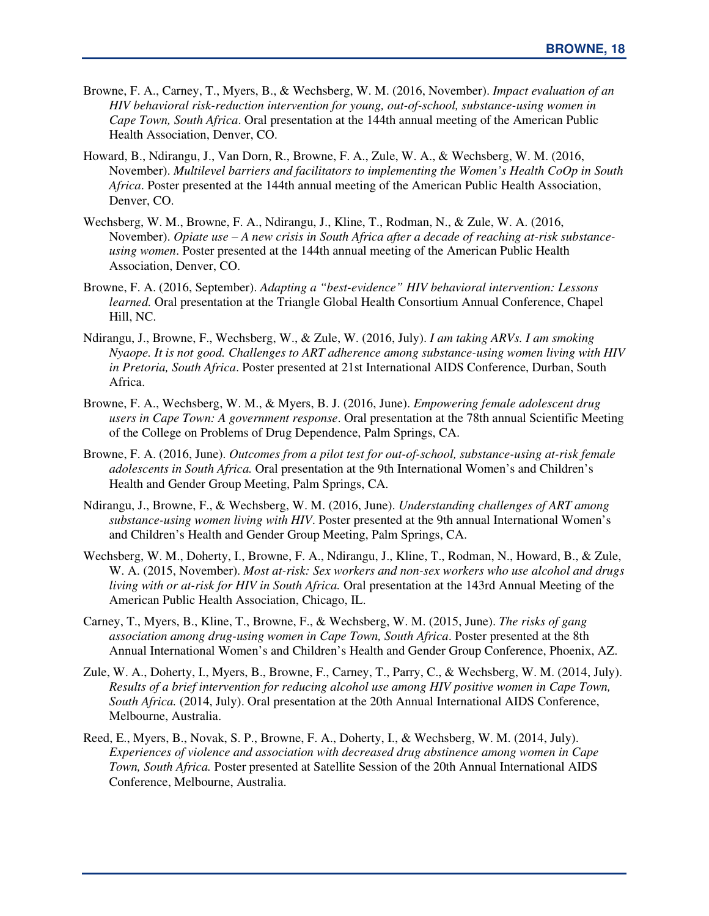Browne, F. A., Carney, T., Myers, B., & Wechsberg, W. M. (2016, November). *Impact evaluation of an HIV behavioral risk-reduction intervention for young, out-of-school, substance-using women in Cape Town, South Africa*. Oral presentation at the 144th annual meeting of the American Public Health Association, Denver, CO.

Howard, B., Ndirangu, J., Van Dorn, R., Browne, F. A., Zule, W. A., & Wechsberg, W. M. (2016, November). *Multilevel barriers and facilitators to implementing the Women's Health CoOp in South Africa*. Poster presented at the 144th annual meeting of the American Public Health Association, Denver, CO.

Wechsberg, W. M., Browne, F. A., Ndirangu, J., Kline, T., Rodman, N., & Zule, W. A. (2016, November). *Opiate use – A new crisis in South Africa after a decade of reaching at-risk substance-using women*. Poster presented at the 144th annual meeting of the American Public Health Association, Denver, CO.

Browne, F. A. (2016, September). *Adapting a "best-evidence" HIV behavioral intervention: Lessons learned.* Oral presentation at the Triangle Global Health Consortium Annual Conference, Chapel Hill, NC.

Ndirangu, J., Browne, F., Wechsberg, W., & Zule, W. (2016, July). *I am taking ARVs. I am smoking Nyaope. It is not good. Challenges to ART adherence among substance-using women living with HIV in Pretoria, South Africa*. Poster presented at 21st International AIDS Conference, Durban, South Africa.

Browne, F. A., Wechsberg, W. M., & Myers, B. J. (2016, June). *Empowering female adolescent drug users in Cape Town: A government response*. Oral presentation at the 78th annual Scientific Meeting of the College on Problems of Drug Dependence, Palm Springs, CA.

Browne, F. A. (2016, June). *Outcomes from a pilot test for out-of-school, substance-using at-risk female adolescents in South Africa.* Oral presentation at the 9th International Women's and Children's Health and Gender Group Meeting, Palm Springs, CA.

Ndirangu, J., Browne, F., & Wechsberg, W. M. (2016, June). *Understanding challenges of ART among substance-using women living with HIV*. Poster presented at the 9th annual International Women's and Children's Health and Gender Group Meeting, Palm Springs, CA.

Wechsberg, W. M., Doherty, I., Browne, F. A., Ndirangu, J., Kline, T., Rodman, N., Howard, B., & Zule, W. A. (2015, November). *Most at-risk: Sex workers and non-sex workers who use alcohol and drugs living with or at-risk for HIV in South Africa.* Oral presentation at the 143rd Annual Meeting of the American Public Health Association, Chicago, IL.

Carney, T., Myers, B., Kline, T., Browne, F., & Wechsberg, W. M. (2015, June). *The risks of gang association among drug-using women in Cape Town, South Africa*. Poster presented at the 8th Annual International Women's and Children's Health and Gender Group Conference, Phoenix, AZ.

Zule, W. A., Doherty, I., Myers, B., Browne, F., Carney, T., Parry, C., & Wechsberg, W. M. (2014, July). *Results of a brief intervention for reducing alcohol use among HIV positive women in Cape Town, South Africa.* (2014, July). Oral presentation at the 20th Annual International AIDS Conference, Melbourne, Australia.

Reed, E., Myers, B., Novak, S. P., Browne, F. A., Doherty, I., & Wechsberg, W. M. (2014, July). *Experiences of violence and association with decreased drug abstinence among women in Cape Town, South Africa.* Poster presented at Satellite Session of the 20th Annual International AIDS Conference, Melbourne, Australia.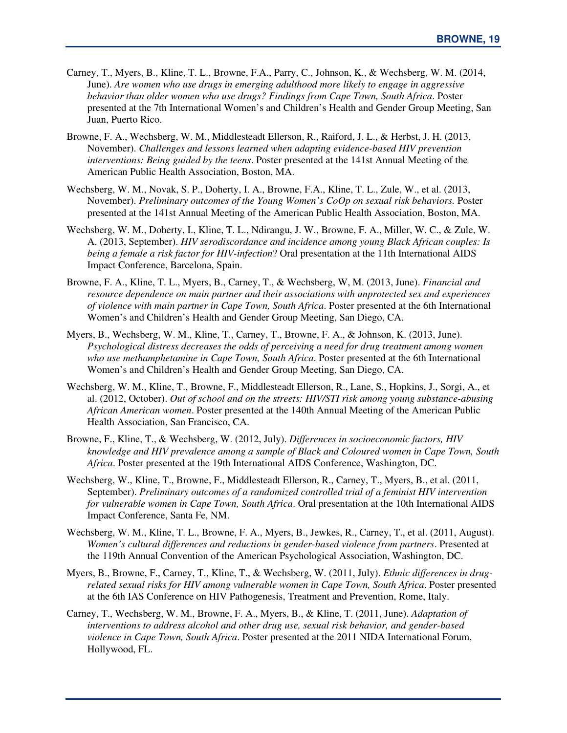Carney, T., Myers, B., Kline, T. L., Browne, F.A., Parry, C., Johnson, K., & Wechsberg, W. M. (2014, June). *Are women who use drugs in emerging adulthood more likely to engage in aggressive behavior than older women who use drugs? Findings from Cape Town, South Africa*. Poster presented at the 7th International Women's and Children's Health and Gender Group Meeting, San Juan, Puerto Rico.

Browne, F. A., Wechsberg, W. M., Middlesteadt Ellerson, R., Raiford, J. L., & Herbst, J. H. (2013, November). *Challenges and lessons learned when adapting evidence-based HIV prevention interventions: Being guided by the teens*. Poster presented at the 141st Annual Meeting of the American Public Health Association, Boston, MA.

Wechsberg, W. M., Novak, S. P., Doherty, I. A., Browne, F.A., Kline, T. L., Zule, W., et al. (2013, November). *Preliminary outcomes of the Young Women's CoOp on sexual risk behaviors.* Poster presented at the 141st Annual Meeting of the American Public Health Association, Boston, MA.

Wechsberg, W. M., Doherty, I., Kline, T. L., Ndirangu, J. W., Browne, F. A., Miller, W. C., & Zule, W. A. (2013, September). *HIV serodiscordance and incidence among young Black African couples: Is being a female a risk factor for HIV-infection*? Oral presentation at the 11th International AIDS Impact Conference, Barcelona, Spain.

Browne, F. A., Kline, T. L., Myers, B., Carney, T., & Wechsberg, W, M. (2013, June). *Financial and resource dependence on main partner and their associations with unprotected sex and experiences of violence with main partner in Cape Town, South Africa*. Poster presented at the 6th International Women's and Children's Health and Gender Group Meeting, San Diego, CA.

Myers, B., Wechsberg, W. M., Kline, T., Carney, T., Browne, F. A., & Johnson, K. (2013, June). *Psychological distress decreases the odds of perceiving a need for drug treatment among women who use methamphetamine in Cape Town, South Africa*. Poster presented at the 6th International Women's and Children's Health and Gender Group Meeting, San Diego, CA.

Wechsberg, W. M., Kline, T., Browne, F., Middlesteadt Ellerson, R., Lane, S., Hopkins, J., Sorgi, A., et al. (2012, October). *Out of school and on the streets: HIV/STI risk among young substance-abusing African American women*. Poster presented at the 140th Annual Meeting of the American Public Health Association, San Francisco, CA.

Browne, F., Kline, T., & Wechsberg, W. (2012, July). *Differences in socioeconomic factors, HIV knowledge and HIV prevalence among a sample of Black and Coloured women in Cape Town, South Africa*. Poster presented at the 19th International AIDS Conference, Washington, DC.

Wechsberg, W., Kline, T., Browne, F., Middlesteadt Ellerson, R., Carney, T., Myers, B., et al. (2011, September). *Preliminary outcomes of a randomized controlled trial of a feminist HIV intervention for vulnerable women in Cape Town, South Africa*. Oral presentation at the 10th International AIDS Impact Conference, Santa Fe, NM.

Wechsberg, W. M., Kline, T. L., Browne, F. A., Myers, B., Jewkes, R., Carney, T., et al. (2011, August). *Women's cultural differences and reductions in gender-based violence from partners*. Presented at the 119th Annual Convention of the American Psychological Association, Washington, DC.

Myers, B., Browne, F., Carney, T., Kline, T., & Wechsberg, W. (2011, July). *Ethnic differences in drug-related sexual risks for HIV among vulnerable women in Cape Town, South Africa*. Poster presented at the 6th IAS Conference on HIV Pathogenesis, Treatment and Prevention, Rome, Italy.

Carney, T., Wechsberg, W. M., Browne, F. A., Myers, B., & Kline, T. (2011, June). *Adaptation of interventions to address alcohol and other drug use, sexual risk behavior, and gender-based violence in Cape Town, South Africa*. Poster presented at the 2011 NIDA International Forum, Hollywood, FL.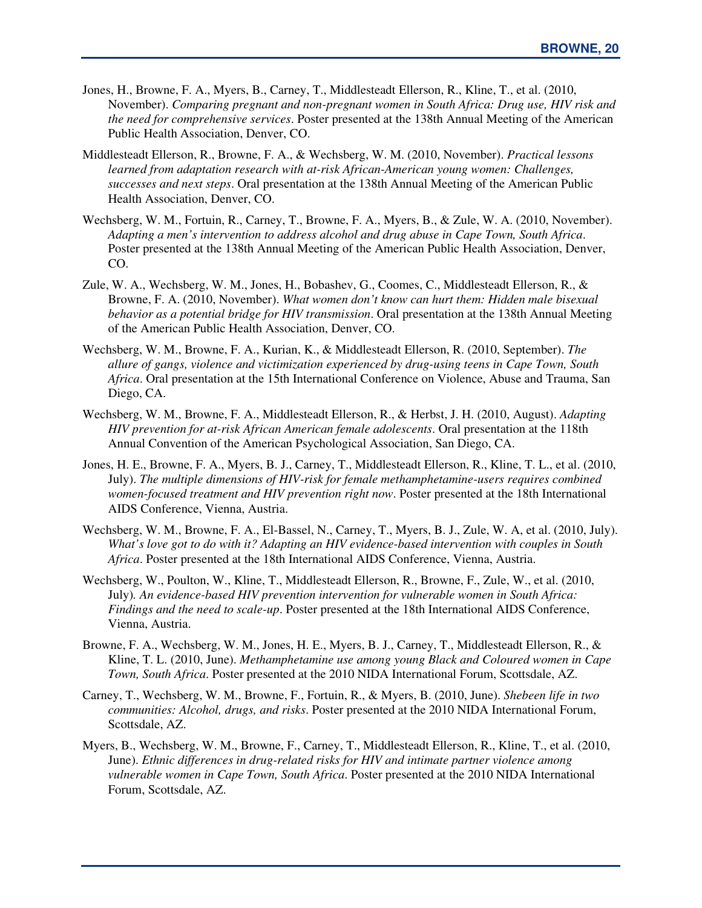Jones, H., Browne, F. A., Myers, B., Carney, T., Middlesteadt Ellerson, R., Kline, T., et al. (2010, November). *Comparing pregnant and non-pregnant women in South Africa: Drug use, HIV risk and the need for comprehensive services*. Poster presented at the 138th Annual Meeting of the American Public Health Association, Denver, CO.

Middlesteadt Ellerson, R., Browne, F. A., & Wechsberg, W. M. (2010, November). *Practical lessons learned from adaptation research with at-risk African-American young women: Challenges, successes and next steps*. Oral presentation at the 138th Annual Meeting of the American Public Health Association, Denver, CO.

Wechsberg, W. M., Fortuin, R., Carney, T., Browne, F. A., Myers, B., & Zule, W. A. (2010, November). *Adapting a men's intervention to address alcohol and drug abuse in Cape Town, South Africa*. Poster presented at the 138th Annual Meeting of the American Public Health Association, Denver, CO.

Zule, W. A., Wechsberg, W. M., Jones, H., Bobashev, G., Coomes, C., Middlesteadt Ellerson, R., & Browne, F. A. (2010, November). *What women don't know can hurt them: Hidden male bisexual behavior as a potential bridge for HIV transmission*. Oral presentation at the 138th Annual Meeting of the American Public Health Association, Denver, CO.

Wechsberg, W. M., Browne, F. A., Kurian, K., & Middlesteadt Ellerson, R. (2010, September). *The allure of gangs, violence and victimization experienced by drug-using teens in Cape Town, South Africa*. Oral presentation at the 15th International Conference on Violence, Abuse and Trauma, San Diego, CA.

Wechsberg, W. M., Browne, F. A., Middlesteadt Ellerson, R., & Herbst, J. H. (2010, August). *Adapting HIV prevention for at-risk African American female adolescents*. Oral presentation at the 118th Annual Convention of the American Psychological Association, San Diego, CA.

Jones, H. E., Browne, F. A., Myers, B. J., Carney, T., Middlesteadt Ellerson, R., Kline, T. L., et al. (2010, July). *The multiple dimensions of HIV-risk for female methamphetamine-users requires combined women-focused treatment and HIV prevention right now*. Poster presented at the 18th International AIDS Conference, Vienna, Austria.

Wechsberg, W. M., Browne, F. A., El-Bassel, N., Carney, T., Myers, B. J., Zule, W. A, et al. (2010, July). *What's love got to do with it? Adapting an HIV evidence-based intervention with couples in South Africa*. Poster presented at the 18th International AIDS Conference, Vienna, Austria.

Wechsberg, W., Poulton, W., Kline, T., Middlesteadt Ellerson, R., Browne, F., Zule, W., et al. (2010, July). *An evidence-based HIV prevention intervention for vulnerable women in South Africa: Findings and the need to scale-up*. Poster presented at the 18th International AIDS Conference, Vienna, Austria.

Browne, F. A., Wechsberg, W. M., Jones, H. E., Myers, B. J., Carney, T., Middlesteadt Ellerson, R., & Kline, T. L. (2010, June). *Methamphetamine use among young Black and Coloured women in Cape Town, South Africa*. Poster presented at the 2010 NIDA International Forum, Scottsdale, AZ.

Carney, T., Wechsberg, W. M., Browne, F., Fortuin, R., & Myers, B. (2010, June). *Shebeen life in two communities: Alcohol, drugs, and risks*. Poster presented at the 2010 NIDA International Forum, Scottsdale, AZ.

Myers, B., Wechsberg, W. M., Browne, F., Carney, T., Middlesteadt Ellerson, R., Kline, T., et al. (2010, June). *Ethnic differences in drug-related risks for HIV and intimate partner violence among vulnerable women in Cape Town, South Africa*. Poster presented at the 2010 NIDA International Forum, Scottsdale, AZ.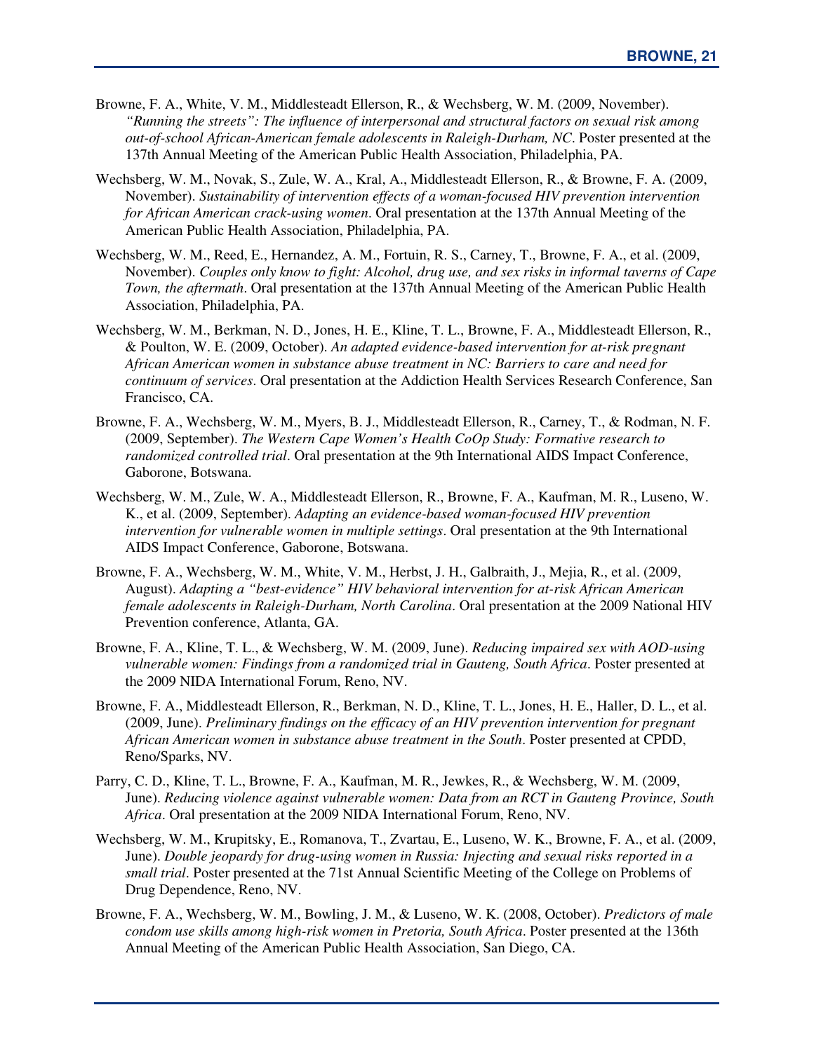Browne, F. A., White, V. M., Middlesteadt Ellerson, R., & Wechsberg, W. M. (2009, November). *"Running the streets": The influence of interpersonal and structural factors on sexual risk among out-of-school African-American female adolescents in Raleigh-Durham, NC*. Poster presented at the 137th Annual Meeting of the American Public Health Association, Philadelphia, PA.

Wechsberg, W. M., Novak, S., Zule, W. A., Kral, A., Middlesteadt Ellerson, R., & Browne, F. A. (2009, November). *Sustainability of intervention effects of a woman-focused HIV prevention intervention for African American crack-using women*. Oral presentation at the 137th Annual Meeting of the American Public Health Association, Philadelphia, PA.

Wechsberg, W. M., Reed, E., Hernandez, A. M., Fortuin, R. S., Carney, T., Browne, F. A., et al. (2009, November). *Couples only know to fight: Alcohol, drug use, and sex risks in informal taverns of Cape Town, the aftermath*. Oral presentation at the 137th Annual Meeting of the American Public Health Association, Philadelphia, PA.

Wechsberg, W. M., Berkman, N. D., Jones, H. E., Kline, T. L., Browne, F. A., Middlesteadt Ellerson, R., & Poulton, W. E. (2009, October). *An adapted evidence-based intervention for at-risk pregnant African American women in substance abuse treatment in NC: Barriers to care and need for continuum of services*. Oral presentation at the Addiction Health Services Research Conference, San Francisco, CA.

Browne, F. A., Wechsberg, W. M., Myers, B. J., Middlesteadt Ellerson, R., Carney, T., & Rodman, N. F. (2009, September). *The Western Cape Women's Health CoOp Study: Formative research to randomized controlled trial*. Oral presentation at the 9th International AIDS Impact Conference, Gaborone, Botswana.

Wechsberg, W. M., Zule, W. A., Middlesteadt Ellerson, R., Browne, F. A., Kaufman, M. R., Luseno, W. K., et al. (2009, September). *Adapting an evidence-based woman-focused HIV prevention intervention for vulnerable women in multiple settings*. Oral presentation at the 9th International AIDS Impact Conference, Gaborone, Botswana.

Browne, F. A., Wechsberg, W. M., White, V. M., Herbst, J. H., Galbraith, J., Mejia, R., et al. (2009, August). *Adapting a "best-evidence" HIV behavioral intervention for at-risk African American female adolescents in Raleigh-Durham, North Carolina*. Oral presentation at the 2009 National HIV Prevention conference, Atlanta, GA.

Browne, F. A., Kline, T. L., & Wechsberg, W. M. (2009, June). *Reducing impaired sex with AOD-using vulnerable women: Findings from a randomized trial in Gauteng, South Africa*. Poster presented at the 2009 NIDA International Forum, Reno, NV.

Browne, F. A., Middlesteadt Ellerson, R., Berkman, N. D., Kline, T. L., Jones, H. E., Haller, D. L., et al. (2009, June). *Preliminary findings on the efficacy of an HIV prevention intervention for pregnant African American women in substance abuse treatment in the South*. Poster presented at CPDD, Reno/Sparks, NV.

Parry, C. D., Kline, T. L., Browne, F. A., Kaufman, M. R., Jewkes, R., & Wechsberg, W. M. (2009, June). *Reducing violence against vulnerable women: Data from an RCT in Gauteng Province, South Africa*. Oral presentation at the 2009 NIDA International Forum, Reno, NV.

Wechsberg, W. M., Krupitsky, E., Romanova, T., Zvartau, E., Luseno, W. K., Browne, F. A., et al. (2009, June). *Double jeopardy for drug-using women in Russia: Injecting and sexual risks reported in a small trial*. Poster presented at the 71st Annual Scientific Meeting of the College on Problems of Drug Dependence, Reno, NV.

Browne, F. A., Wechsberg, W. M., Bowling, J. M., & Luseno, W. K. (2008, October). *Predictors of male condom use skills among high-risk women in Pretoria, South Africa*. Poster presented at the 136th Annual Meeting of the American Public Health Association, San Diego, CA.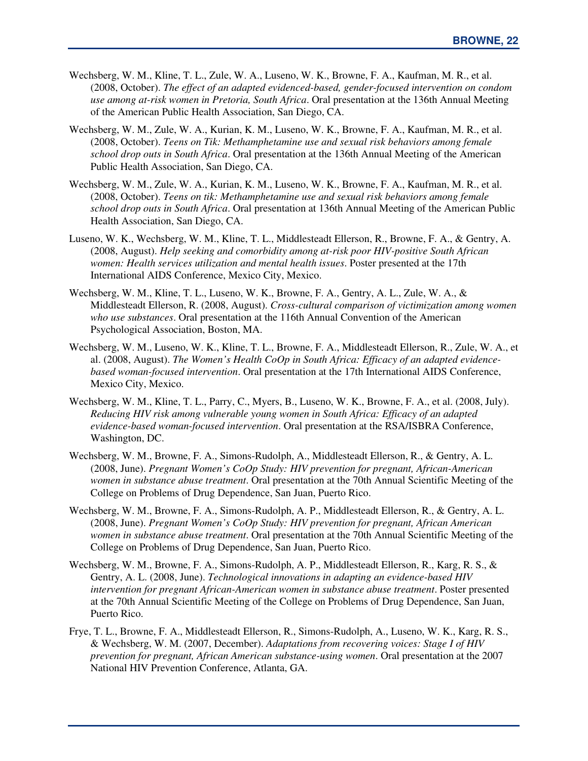Wechsberg, W. M., Kline, T. L., Zule, W. A., Luseno, W. K., Browne, F. A., Kaufman, M. R., et al. (2008, October). *The effect of an adapted evidenced-based, gender-focused intervention on condom use among at-risk women in Pretoria, South Africa*. Oral presentation at the 136th Annual Meeting of the American Public Health Association, San Diego, CA.

Wechsberg, W. M., Zule, W. A., Kurian, K. M., Luseno, W. K., Browne, F. A., Kaufman, M. R., et al. (2008, October). *Teens on Tik: Methamphetamine use and sexual risk behaviors among female school drop outs in South Africa*. Oral presentation at the 136th Annual Meeting of the American Public Health Association, San Diego, CA.

Wechsberg, W. M., Zule, W. A., Kurian, K. M., Luseno, W. K., Browne, F. A., Kaufman, M. R., et al. (2008, October). *Teens on tik: Methamphetamine use and sexual risk behaviors among female school drop outs in South Africa*. Oral presentation at 136th Annual Meeting of the American Public Health Association, San Diego, CA.

Luseno, W. K., Wechsberg, W. M., Kline, T. L., Middlesteadt Ellerson, R., Browne, F. A., & Gentry, A. (2008, August). *Help seeking and comorbidity among at-risk poor HIV-positive South African women: Health services utilization and mental health issues*. Poster presented at the 17th International AIDS Conference, Mexico City, Mexico.

Wechsberg, W. M., Kline, T. L., Luseno, W. K., Browne, F. A., Gentry, A. L., Zule, W. A., & Middlesteadt Ellerson, R. (2008, August). *Cross-cultural comparison of victimization among women who use substances*. Oral presentation at the 116th Annual Convention of the American Psychological Association, Boston, MA.

Wechsberg, W. M., Luseno, W. K., Kline, T. L., Browne, F. A., Middlesteadt Ellerson, R., Zule, W. A., et al. (2008, August). *The Women's Health CoOp in South Africa: Efficacy of an adapted evidence-based woman-focused intervention*. Oral presentation at the 17th International AIDS Conference, Mexico City, Mexico.

Wechsberg, W. M., Kline, T. L., Parry, C., Myers, B., Luseno, W. K., Browne, F. A., et al. (2008, July). *Reducing HIV risk among vulnerable young women in South Africa: Efficacy of an adapted evidence-based woman-focused intervention*. Oral presentation at the RSA/ISBRA Conference, Washington, DC.

Wechsberg, W. M., Browne, F. A., Simons-Rudolph, A., Middlesteadt Ellerson, R., & Gentry, A. L. (2008, June). *Pregnant Women's CoOp Study: HIV prevention for pregnant, African-American women in substance abuse treatment*. Oral presentation at the 70th Annual Scientific Meeting of the College on Problems of Drug Dependence, San Juan, Puerto Rico.

Wechsberg, W. M., Browne, F. A., Simons-Rudolph, A. P., Middlesteadt Ellerson, R., & Gentry, A. L. (2008, June). *Pregnant Women's CoOp Study: HIV prevention for pregnant, African American women in substance abuse treatment*. Oral presentation at the 70th Annual Scientific Meeting of the College on Problems of Drug Dependence, San Juan, Puerto Rico.

Wechsberg, W. M., Browne, F. A., Simons-Rudolph, A. P., Middlesteadt Ellerson, R., Karg, R. S., & Gentry, A. L. (2008, June). *Technological innovations in adapting an evidence-based HIV intervention for pregnant African-American women in substance abuse treatment*. Poster presented at the 70th Annual Scientific Meeting of the College on Problems of Drug Dependence, San Juan, Puerto Rico.

Frye, T. L., Browne, F. A., Middlesteadt Ellerson, R., Simons-Rudolph, A., Luseno, W. K., Karg, R. S., & Wechsberg, W. M. (2007, December). *Adaptations from recovering voices: Stage I of HIV prevention for pregnant, African American substance-using women*. Oral presentation at the 2007 National HIV Prevention Conference, Atlanta, GA.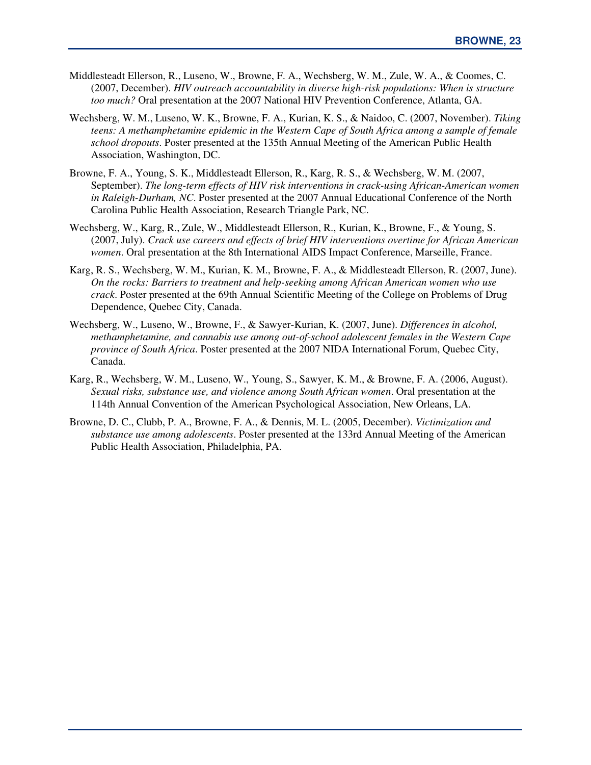Middlesteadt Ellerson, R., Luseno, W., Browne, F. A., Wechsberg, W. M., Zule, W. A., & Coomes, C. (2007, December). *HIV outreach accountability in diverse high-risk populations: When is structure too much?* Oral presentation at the 2007 National HIV Prevention Conference, Atlanta, GA.

Wechsberg, W. M., Luseno, W. K., Browne, F. A., Kurian, K. S., & Naidoo, C. (2007, November). *Tiking teens: A methamphetamine epidemic in the Western Cape of South Africa among a sample of female school dropouts*. Poster presented at the 135th Annual Meeting of the American Public Health Association, Washington, DC.

Browne, F. A., Young, S. K., Middlesteadt Ellerson, R., Karg, R. S., & Wechsberg, W. M. (2007, September). *The long-term effects of HIV risk interventions in crack-using African-American women in Raleigh-Durham, NC*. Poster presented at the 2007 Annual Educational Conference of the North Carolina Public Health Association, Research Triangle Park, NC.

Wechsberg, W., Karg, R., Zule, W., Middlesteadt Ellerson, R., Kurian, K., Browne, F., & Young, S. (2007, July). *Crack use careers and effects of brief HIV interventions overtime for African American women*. Oral presentation at the 8th International AIDS Impact Conference, Marseille, France.

Karg, R. S., Wechsberg, W. M., Kurian, K. M., Browne, F. A., & Middlesteadt Ellerson, R. (2007, June). *On the rocks: Barriers to treatment and help-seeking among African American women who use crack*. Poster presented at the 69th Annual Scientific Meeting of the College on Problems of Drug Dependence, Quebec City, Canada.

Wechsberg, W., Luseno, W., Browne, F., & Sawyer-Kurian, K. (2007, June). *Differences in alcohol, methamphetamine, and cannabis use among out-of-school adolescent females in the Western Cape province of South Africa*. Poster presented at the 2007 NIDA International Forum, Quebec City, Canada.

Karg, R., Wechsberg, W. M., Luseno, W., Young, S., Sawyer, K. M., & Browne, F. A. (2006, August). *Sexual risks, substance use, and violence among South African women*. Oral presentation at the 114th Annual Convention of the American Psychological Association, New Orleans, LA.

Browne, D. C., Clubb, P. A., Browne, F. A., & Dennis, M. L. (2005, December). *Victimization and substance use among adolescents*. Poster presented at the 133rd Annual Meeting of the American Public Health Association, Philadelphia, PA.